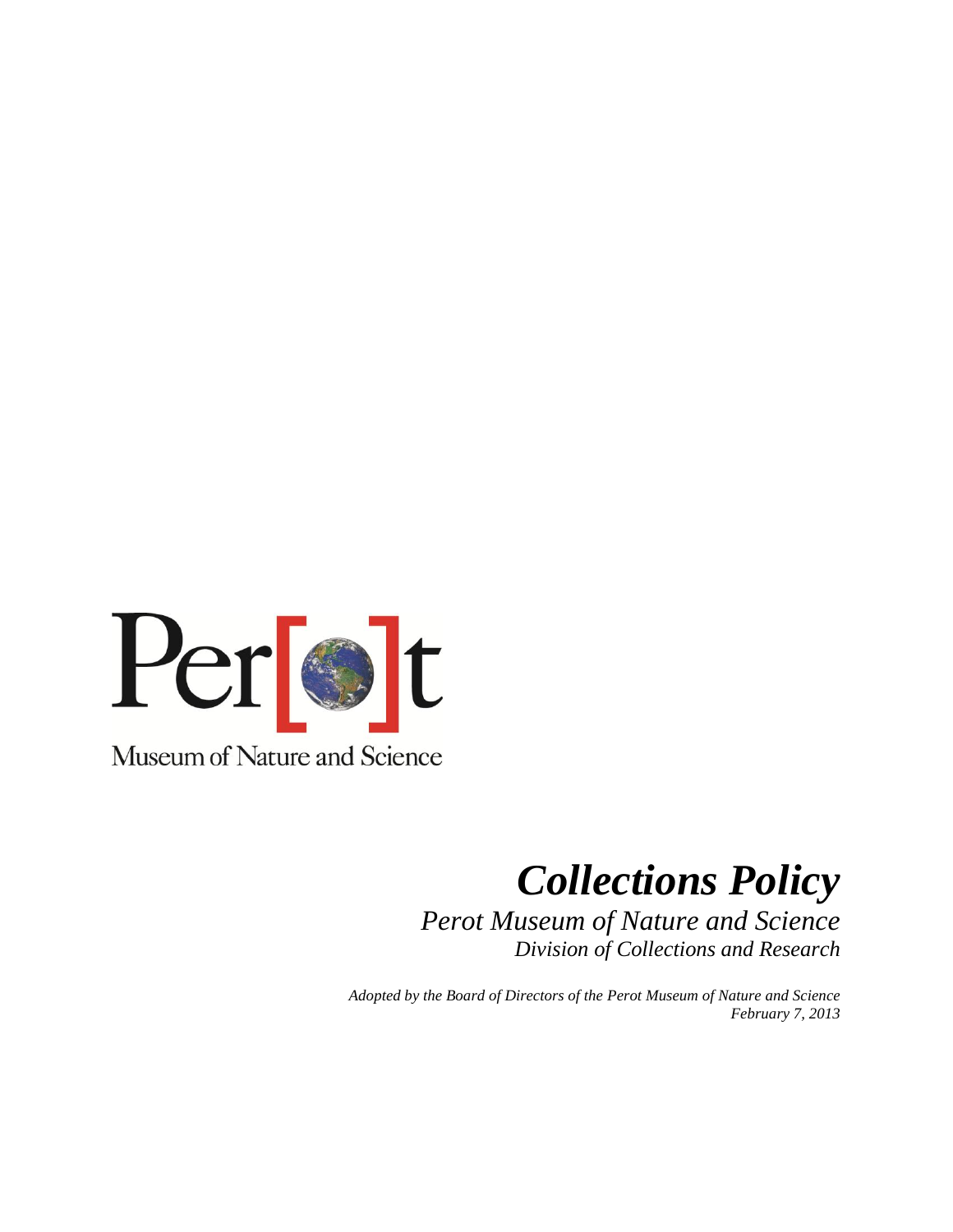Perot Museum of Nature and Science

# *Collections Policy*

## *Perot Museum of Nature and Science*

### *Division of Collections and Research*

*Adopted by the Board of Directors of the Perot Museum of Nature and Science*
*February 7, 2013*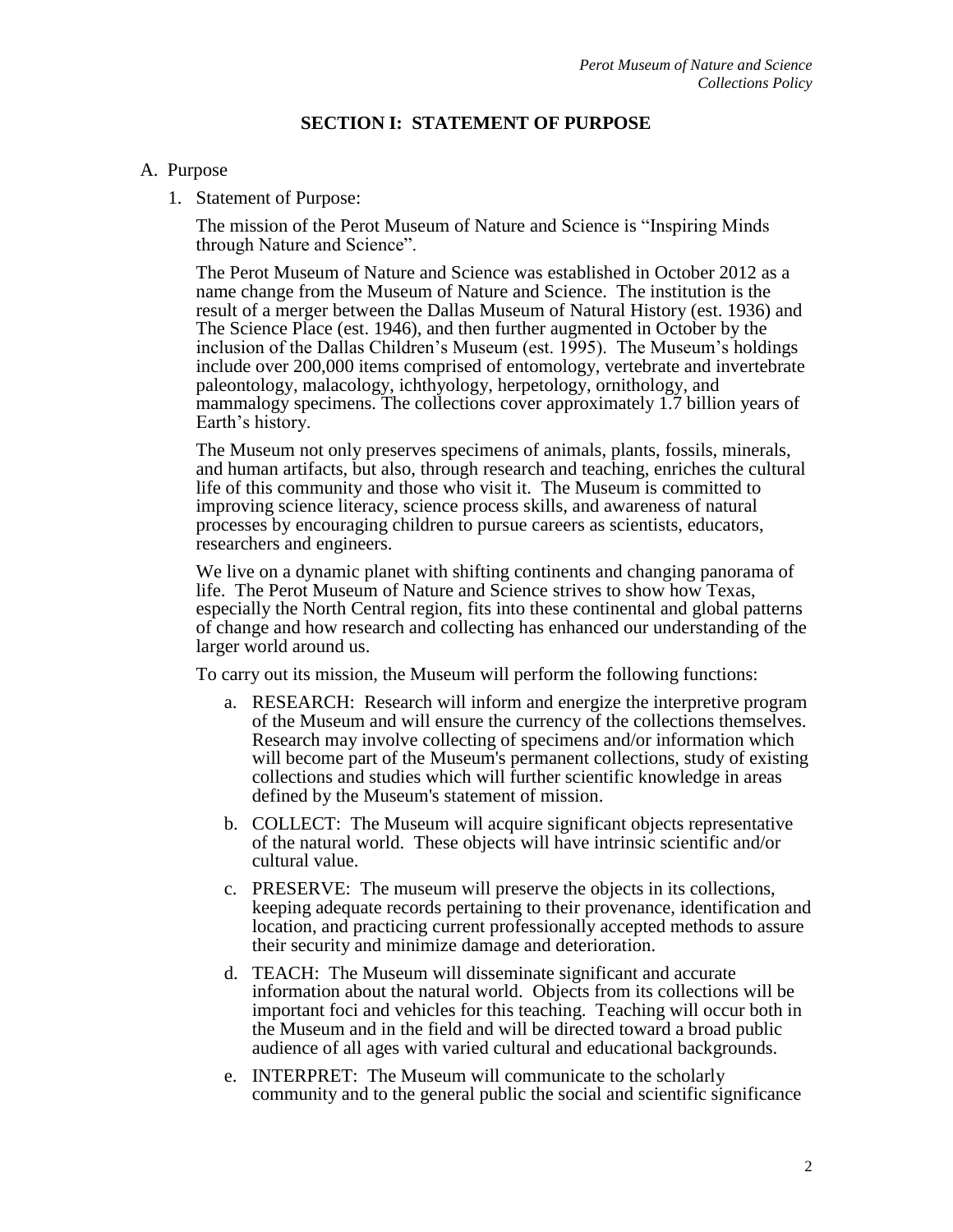## SECTION I: STATEMENT OF PURPOSE

A. Purpose

1. Statement of Purpose:

   The mission of the Perot Museum of Nature and Science is "Inspiring Minds through Nature and Science".

   The Perot Museum of Nature and Science was established in October 2012 as a name change from the Museum of Nature and Science. The institution is the result of a merger between the Dallas Museum of Natural History (est. 1936) and The Science Place (est. 1946), and then further augmented in October by the inclusion of the Dallas Children's Museum (est. 1995). The Museum's holdings include over 200,000 items comprised of entomology, vertebrate and invertebrate paleontology, malacology, ichthyology, herpetology, ornithology, and mammalogy specimens. The collections cover approximately 1.7 billion years of Earth's history.

   The Museum not only preserves specimens of animals, plants, fossils, minerals, and human artifacts, but also, through research and teaching, enriches the cultural life of this community and those who visit it. The Museum is committed to improving science literacy, science process skills, and awareness of natural processes by encouraging children to pursue careers as scientists, educators, researchers and engineers.

   We live on a dynamic planet with shifting continents and changing panorama of life. The Perot Museum of Nature and Science strives to show how Texas, especially the North Central region, fits into these continental and global patterns of change and how research and collecting has enhanced our understanding of the larger world around us.

   To carry out its mission, the Museum will perform the following functions:

   a. RESEARCH: Research will inform and energize the interpretive program of the Museum and will ensure the currency of the collections themselves. Research may involve collecting of specimens and/or information which will become part of the Museum's permanent collections, study of existing collections and studies which will further scientific knowledge in areas defined by the Museum's statement of mission.

   b. COLLECT: The Museum will acquire significant objects representative of the natural world. These objects will have intrinsic scientific and/or cultural value.

   c. PRESERVE: The museum will preserve the objects in its collections, keeping adequate records pertaining to their provenance, identification and location, and practicing current professionally accepted methods to assure their security and minimize damage and deterioration.

   d. TEACH: The Museum will disseminate significant and accurate information about the natural world. Objects from its collections will be important foci and vehicles for this teaching. Teaching will occur both in the Museum and in the field and will be directed toward a broad public audience of all ages with varied cultural and educational backgrounds.

   e. INTERPRET: The Museum will communicate to the scholarly community and to the general public the social and scientific significance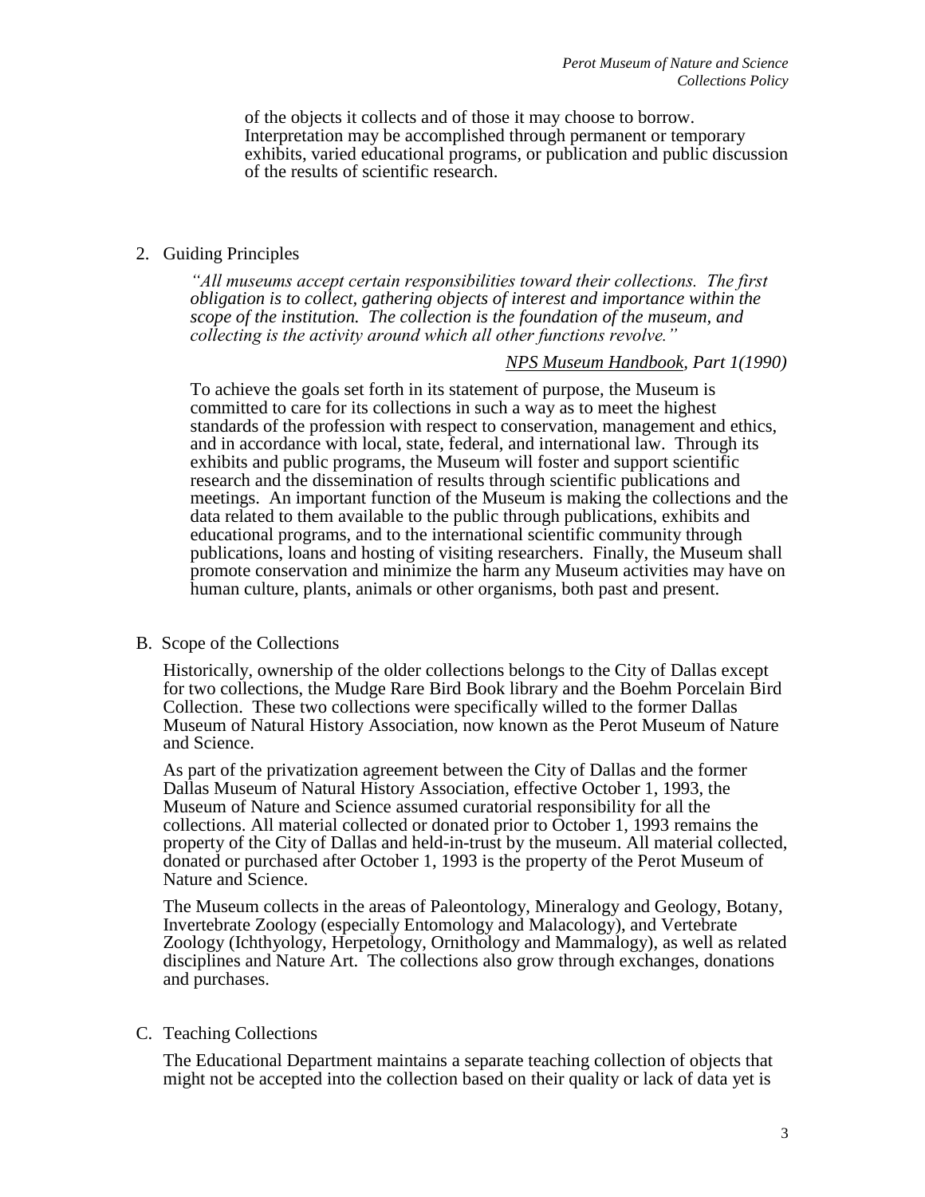of the objects it collects and of those it may choose to borrow. Interpretation may be accomplished through permanent or temporary exhibits, varied educational programs, or publication and public discussion of the results of scientific research.

2. Guiding Principles

*"All museums accept certain responsibilities toward their collections. The first obligation is to collect, gathering objects of interest and importance within the scope of the institution. The collection is the foundation of the museum, and collecting is the activity around which all other functions revolve."*

<u>NPS Museum Handbook</u>, *Part 1(1990)*

To achieve the goals set forth in its statement of purpose, the Museum is committed to care for its collections in such a way as to meet the highest standards of the profession with respect to conservation, management and ethics, and in accordance with local, state, federal, and international law. Through its exhibits and public programs, the Museum will foster and support scientific research and the dissemination of results through scientific publications and meetings. An important function of the Museum is making the collections and the data related to them available to the public through publications, exhibits and educational programs, and to the international scientific community through publications, loans and hosting of visiting researchers. Finally, the Museum shall promote conservation and minimize the harm any Museum activities may have on human culture, plants, animals or other organisms, both past and present.

B. Scope of the Collections

Historically, ownership of the older collections belongs to the City of Dallas except for two collections, the Mudge Rare Bird Book library and the Boehm Porcelain Bird Collection. These two collections were specifically willed to the former Dallas Museum of Natural History Association, now known as the Perot Museum of Nature and Science.

As part of the privatization agreement between the City of Dallas and the former Dallas Museum of Natural History Association, effective October 1, 1993, the Museum of Nature and Science assumed curatorial responsibility for all the collections. All material collected or donated prior to October 1, 1993 remains the property of the City of Dallas and held-in-trust by the museum. All material collected, donated or purchased after October 1, 1993 is the property of the Perot Museum of Nature and Science.

The Museum collects in the areas of Paleontology, Mineralogy and Geology, Botany, Invertebrate Zoology (especially Entomology and Malacology), and Vertebrate Zoology (Ichthyology, Herpetology, Ornithology and Mammalogy), as well as related disciplines and Nature Art. The collections also grow through exchanges, donations and purchases.

C. Teaching Collections

The Educational Department maintains a separate teaching collection of objects that might not be accepted into the collection based on their quality or lack of data yet is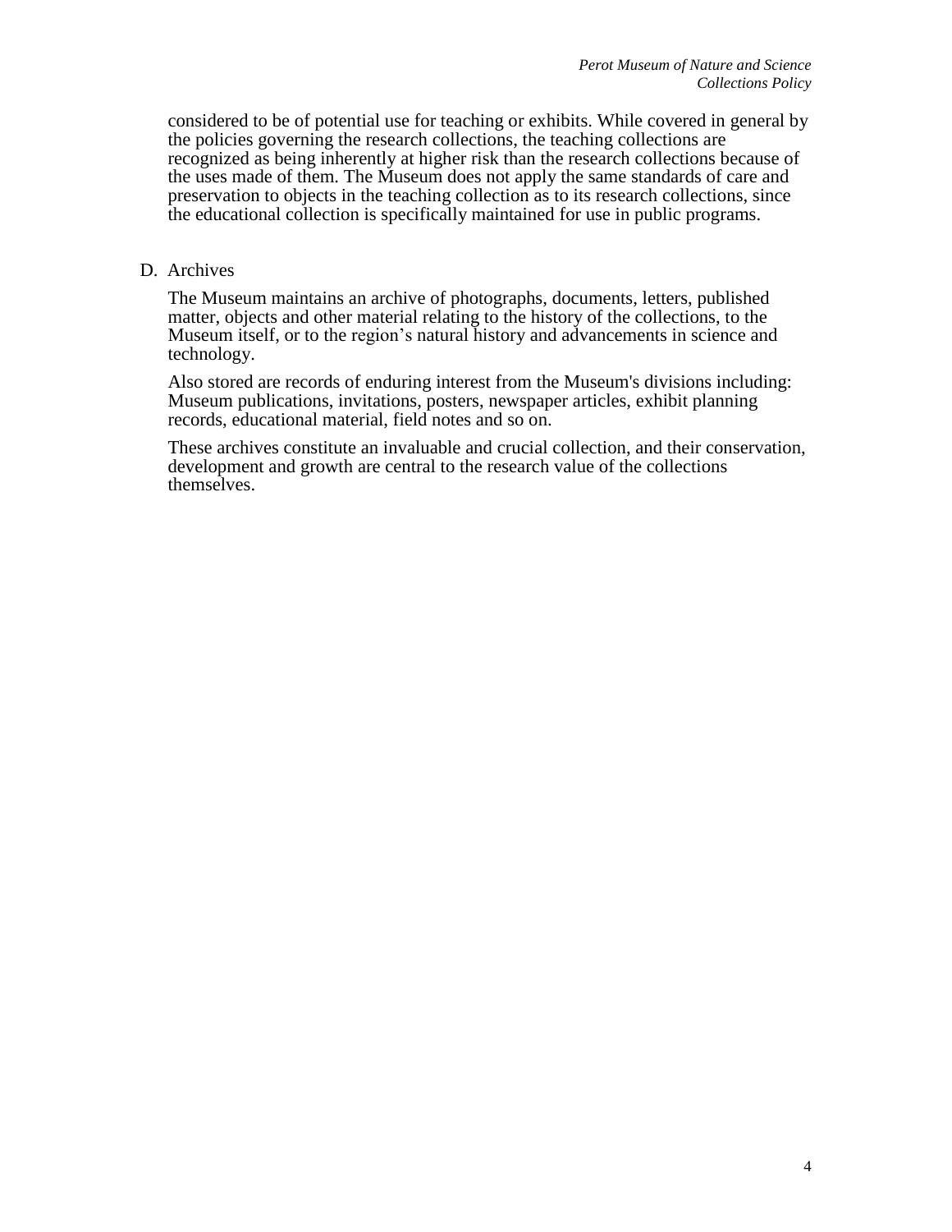considered to be of potential use for teaching or exhibits. While covered in general by the policies governing the research collections, the teaching collections are recognized as being inherently at higher risk than the research collections because of the uses made of them. The Museum does not apply the same standards of care and preservation to objects in the teaching collection as to its research collections, since the educational collection is specifically maintained for use in public programs.

D. Archives

The Museum maintains an archive of photographs, documents, letters, published matter, objects and other material relating to the history of the collections, to the Museum itself, or to the region's natural history and advancements in science and technology.

Also stored are records of enduring interest from the Museum's divisions including: Museum publications, invitations, posters, newspaper articles, exhibit planning records, educational material, field notes and so on.

These archives constitute an invaluable and crucial collection, and their conservation, development and growth are central to the research value of the collections themselves.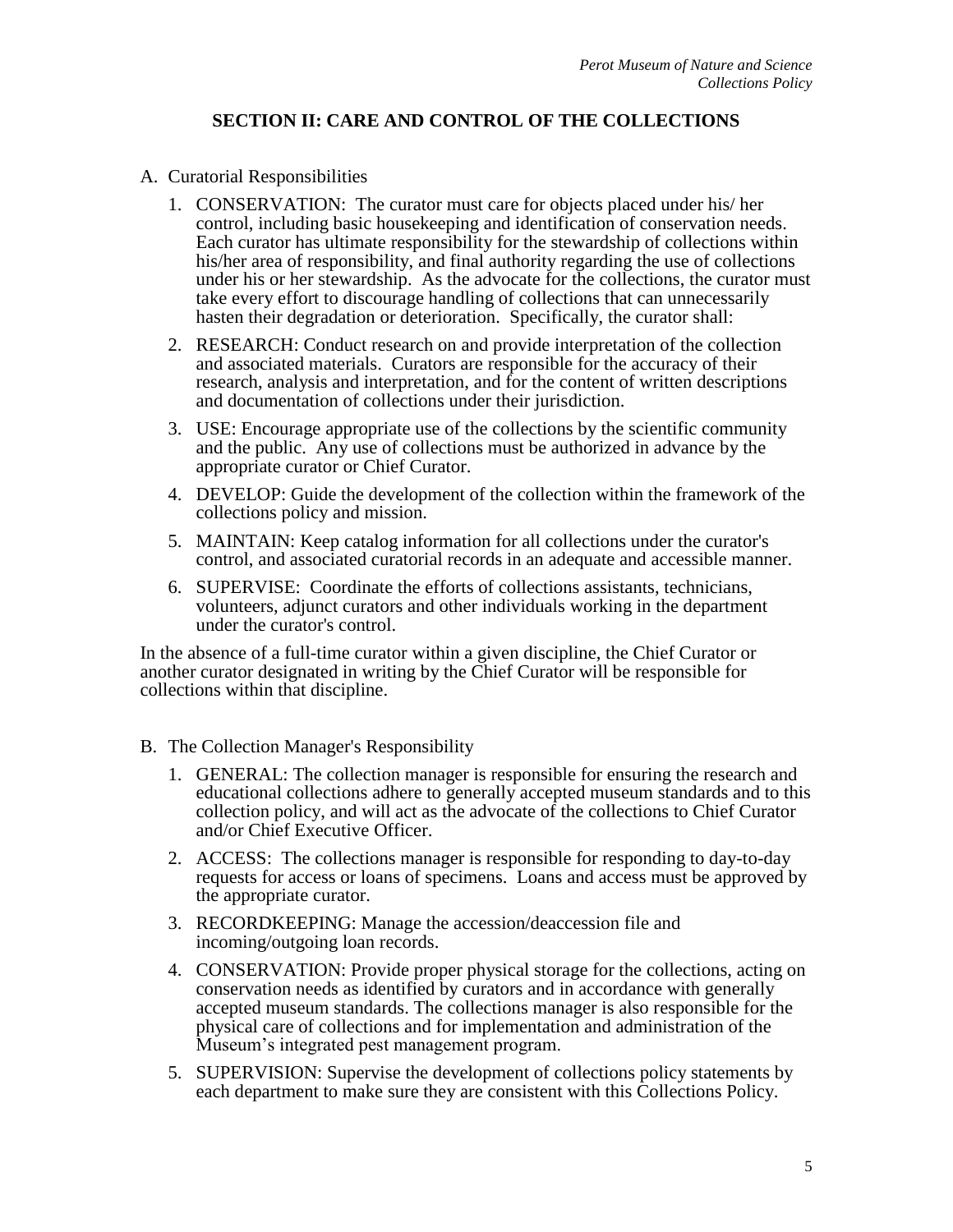## SECTION II: CARE AND CONTROL OF THE COLLECTIONS

A. Curatorial Responsibilities

1. CONSERVATION: The curator must care for objects placed under his/ her control, including basic housekeeping and identification of conservation needs. Each curator has ultimate responsibility for the stewardship of collections within his/her area of responsibility, and final authority regarding the use of collections under his or her stewardship. As the advocate for the collections, the curator must take every effort to discourage handling of collections that can unnecessarily hasten their degradation or deterioration. Specifically, the curator shall:
2. RESEARCH: Conduct research on and provide interpretation of the collection and associated materials. Curators are responsible for the accuracy of their research, analysis and interpretation, and for the content of written descriptions and documentation of collections under their jurisdiction.
3. USE: Encourage appropriate use of the collections by the scientific community and the public. Any use of collections must be authorized in advance by the appropriate curator or Chief Curator.
4. DEVELOP: Guide the development of the collection within the framework of the collections policy and mission.
5. MAINTAIN: Keep catalog information for all collections under the curator's control, and associated curatorial records in an adequate and accessible manner.
6. SUPERVISE: Coordinate the efforts of collections assistants, technicians, volunteers, adjunct curators and other individuals working in the department under the curator's control.

In the absence of a full-time curator within a given discipline, the Chief Curator or another curator designated in writing by the Chief Curator will be responsible for collections within that discipline.

B. The Collection Manager's Responsibility

1. GENERAL: The collection manager is responsible for ensuring the research and educational collections adhere to generally accepted museum standards and to this collection policy, and will act as the advocate of the collections to Chief Curator and/or Chief Executive Officer.
2. ACCESS: The collections manager is responsible for responding to day-to-day requests for access or loans of specimens. Loans and access must be approved by the appropriate curator.
3. RECORDKEEPING: Manage the accession/deaccession file and incoming/outgoing loan records.
4. CONSERVATION: Provide proper physical storage for the collections, acting on conservation needs as identified by curators and in accordance with generally accepted museum standards. The collections manager is also responsible for the physical care of collections and for implementation and administration of the Museum's integrated pest management program.
5. SUPERVISION: Supervise the development of collections policy statements by each department to make sure they are consistent with this Collections Policy.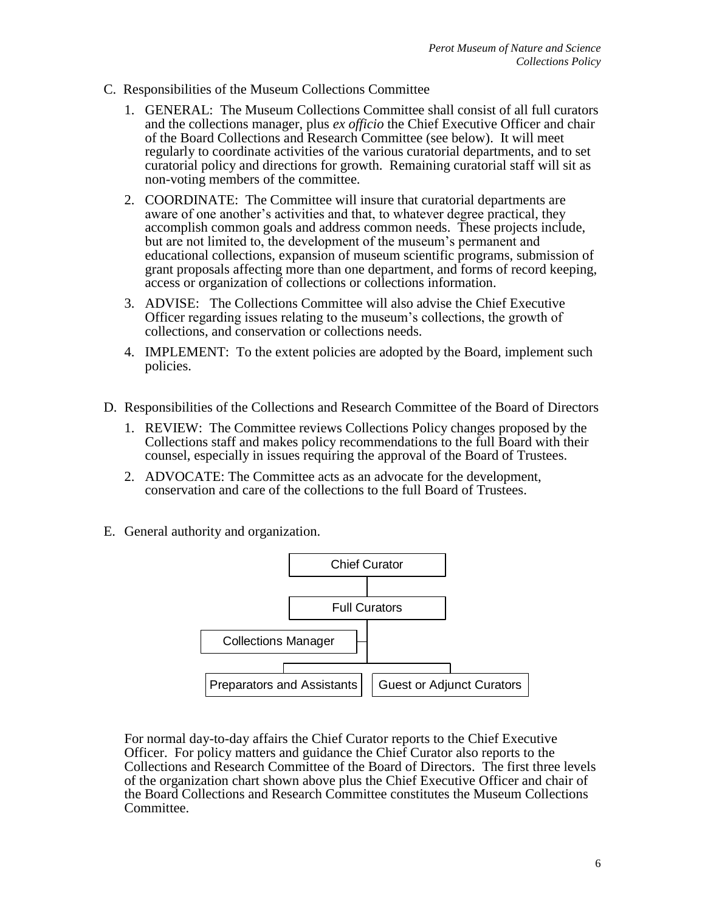C. Responsibilities of the Museum Collections Committee

1. GENERAL: The Museum Collections Committee shall consist of all full curators and the collections manager, plus *ex officio* the Chief Executive Officer and chair of the Board Collections and Research Committee (see below). It will meet regularly to coordinate activities of the various curatorial departments, and to set curatorial policy and directions for growth. Remaining curatorial staff will sit as non-voting members of the committee.

2. COORDINATE: The Committee will insure that curatorial departments are aware of one another's activities and that, to whatever degree practical, they accomplish common goals and address common needs. These projects include, but are not limited to, the development of the museum's permanent and educational collections, expansion of museum scientific programs, submission of grant proposals affecting more than one department, and forms of record keeping, access or organization of collections or collections information.

3. ADVISE: The Collections Committee will also advise the Chief Executive Officer regarding issues relating to the museum's collections, the growth of collections, and conservation or collections needs.

4. IMPLEMENT: To the extent policies are adopted by the Board, implement such policies.

D. Responsibilities of the Collections and Research Committee of the Board of Directors

1. REVIEW: The Committee reviews Collections Policy changes proposed by the Collections staff and makes policy recommendations to the full Board with their counsel, especially in issues requiring the approval of the Board of Trustees.

2. ADVOCATE: The Committee acts as an advocate for the development, conservation and care of the collections to the full Board of Trustees.

E. General authority and organization.

Chief Curator

Full Curators

Collections Manager

Preparators and Assistants | Guest or Adjunct Curators

For normal day-to-day affairs the Chief Curator reports to the Chief Executive Officer. For policy matters and guidance the Chief Curator also reports to the Collections and Research Committee of the Board of Directors. The first three levels of the organization chart shown above plus the Chief Executive Officer and chair of the Board Collections and Research Committee constitutes the Museum Collections Committee.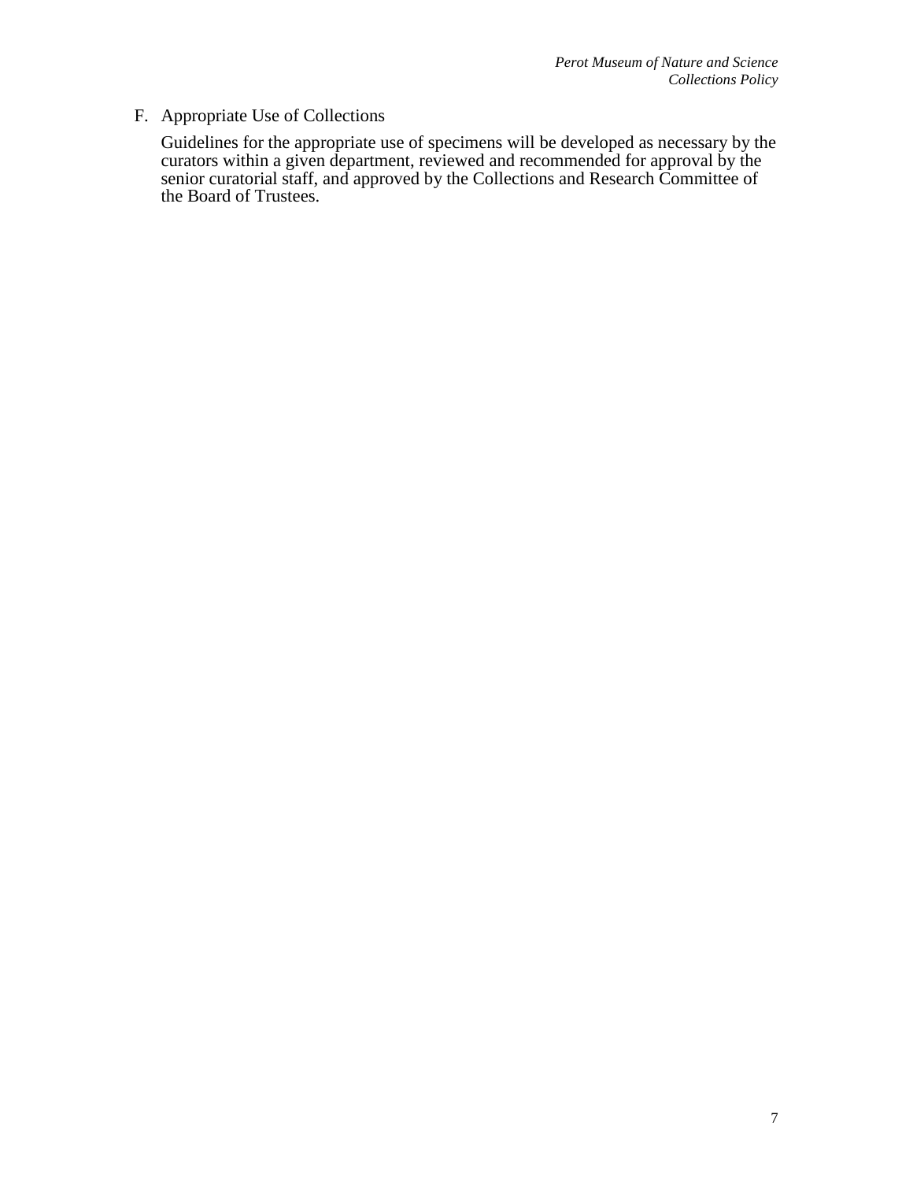F. Appropriate Use of Collections

Guidelines for the appropriate use of specimens will be developed as necessary by the curators within a given department, reviewed and recommended for approval by the senior curatorial staff, and approved by the Collections and Research Committee of the Board of Trustees.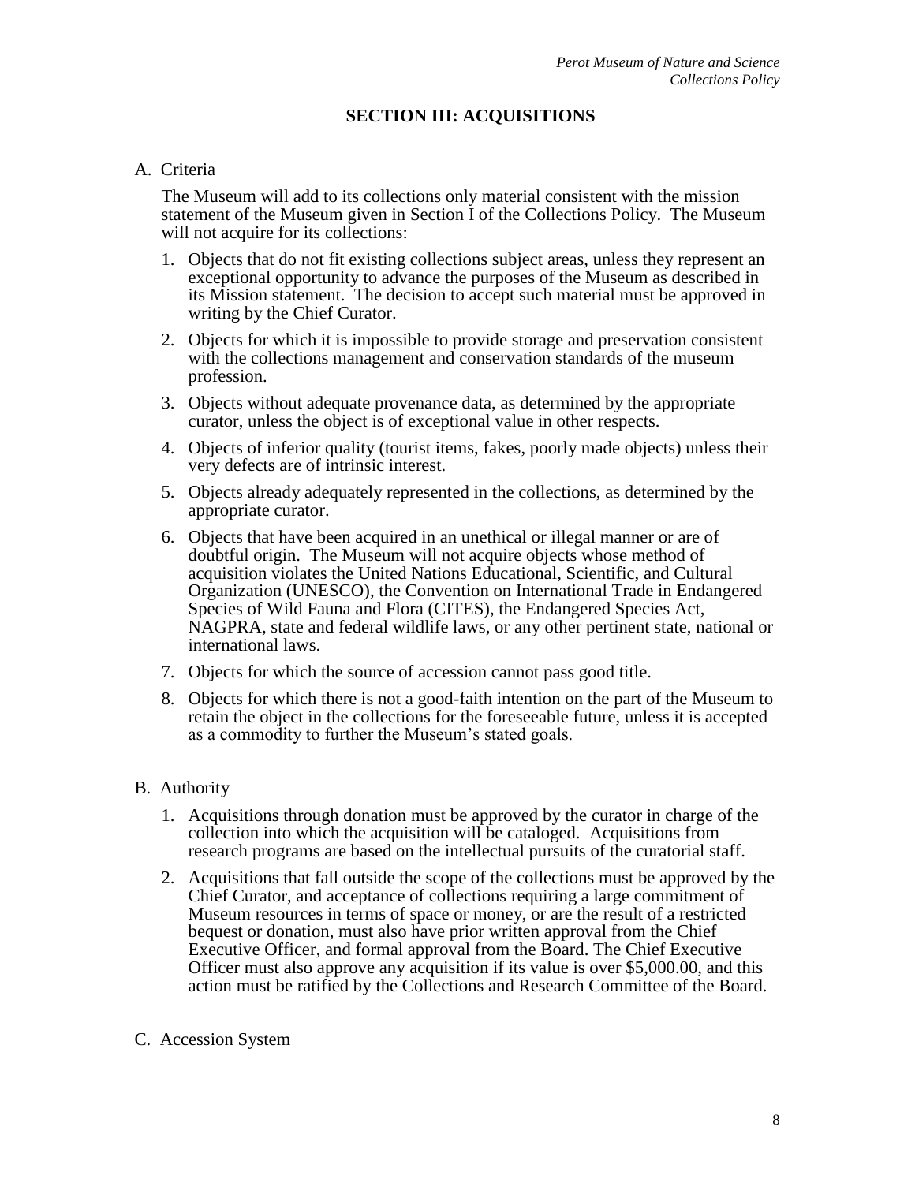## SECTION III: ACQUISITIONS

A. Criteria

The Museum will add to its collections only material consistent with the mission statement of the Museum given in Section I of the Collections Policy. The Museum will not acquire for its collections:

1. Objects that do not fit existing collections subject areas, unless they represent an exceptional opportunity to advance the purposes of the Museum as described in its Mission statement. The decision to accept such material must be approved in writing by the Chief Curator.
2. Objects for which it is impossible to provide storage and preservation consistent with the collections management and conservation standards of the museum profession.
3. Objects without adequate provenance data, as determined by the appropriate curator, unless the object is of exceptional value in other respects.
4. Objects of inferior quality (tourist items, fakes, poorly made objects) unless their very defects are of intrinsic interest.
5. Objects already adequately represented in the collections, as determined by the appropriate curator.
6. Objects that have been acquired in an unethical or illegal manner or are of doubtful origin. The Museum will not acquire objects whose method of acquisition violates the United Nations Educational, Scientific, and Cultural Organization (UNESCO), the Convention on International Trade in Endangered Species of Wild Fauna and Flora (CITES), the Endangered Species Act, NAGPRA, state and federal wildlife laws, or any other pertinent state, national or international laws.
7. Objects for which the source of accession cannot pass good title.
8. Objects for which there is not a good-faith intention on the part of the Museum to retain the object in the collections for the foreseeable future, unless it is accepted as a commodity to further the Museum's stated goals.

B. Authority

1. Acquisitions through donation must be approved by the curator in charge of the collection into which the acquisition will be cataloged. Acquisitions from research programs are based on the intellectual pursuits of the curatorial staff.
2. Acquisitions that fall outside the scope of the collections must be approved by the Chief Curator, and acceptance of collections requiring a large commitment of Museum resources in terms of space or money, or are the result of a restricted bequest or donation, must also have prior written approval from the Chief Executive Officer, and formal approval from the Board. The Chief Executive Officer must also approve any acquisition if its value is over $5,000.00, and this action must be ratified by the Collections and Research Committee of the Board.

C. Accession System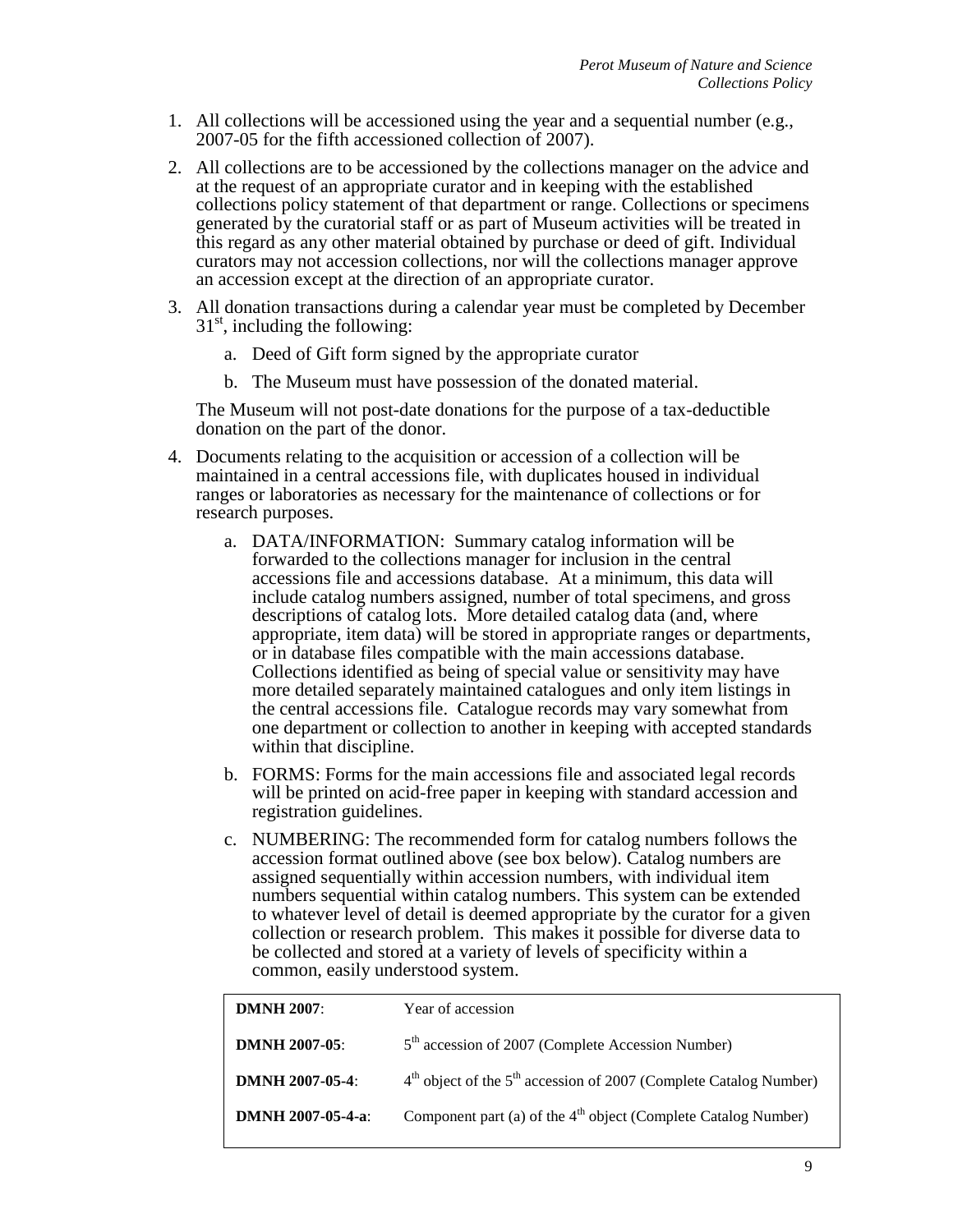1. All collections will be accessioned using the year and a sequential number (e.g., 2007-05 for the fifth accessioned collection of 2007).

2. All collections are to be accessioned by the collections manager on the advice and at the request of an appropriate curator and in keeping with the established collections policy statement of that department or range. Collections or specimens generated by the curatorial staff or as part of Museum activities will be treated in this regard as any other material obtained by purchase or deed of gift. Individual curators may not accession collections, nor will the collections manager approve an accession except at the direction of an appropriate curator.

3. All donation transactions during a calendar year must be completed by December 31st, including the following:

   a. Deed of Gift form signed by the appropriate curator

   b. The Museum must have possession of the donated material.

   The Museum will not post-date donations for the purpose of a tax-deductible donation on the part of the donor.

4. Documents relating to the acquisition or accession of a collection will be maintained in a central accessions file, with duplicates housed in individual ranges or laboratories as necessary for the maintenance of collections or for research purposes.

   a. DATA/INFORMATION: Summary catalog information will be forwarded to the collections manager for inclusion in the central accessions file and accessions database. At a minimum, this data will include catalog numbers assigned, number of total specimens, and gross descriptions of catalog lots. More detailed catalog data (and, where appropriate, item data) will be stored in appropriate ranges or departments, or in database files compatible with the main accessions database. Collections identified as being of special value or sensitivity may have more detailed separately maintained catalogues and only item listings in the central accessions file. Catalogue records may vary somewhat from one department or collection to another in keeping with accepted standards within that discipline.

   b. FORMS: Forms for the main accessions file and associated legal records will be printed on acid-free paper in keeping with standard accession and registration guidelines.

   c. NUMBERING: The recommended form for catalog numbers follows the accession format outlined above (see box below). Catalog numbers are assigned sequentially within accession numbers, with individual item numbers sequential within catalog numbers. This system can be extended to whatever level of detail is deemed appropriate by the curator for a given collection or research problem. This makes it possible for diverse data to be collected and stored at a variety of levels of specificity within a common, easily understood system.

| | |
|---|---|
| **DMNH 2007**: | Year of accession |
| **DMNH 2007-05**: | 5th accession of 2007 (Complete Accession Number) |
| **DMNH 2007-05-4**: | 4th object of the 5th accession of 2007 (Complete Catalog Number) |
| **DMNH 2007-05-4-a**: | Component part (a) of the 4th object (Complete Catalog Number) |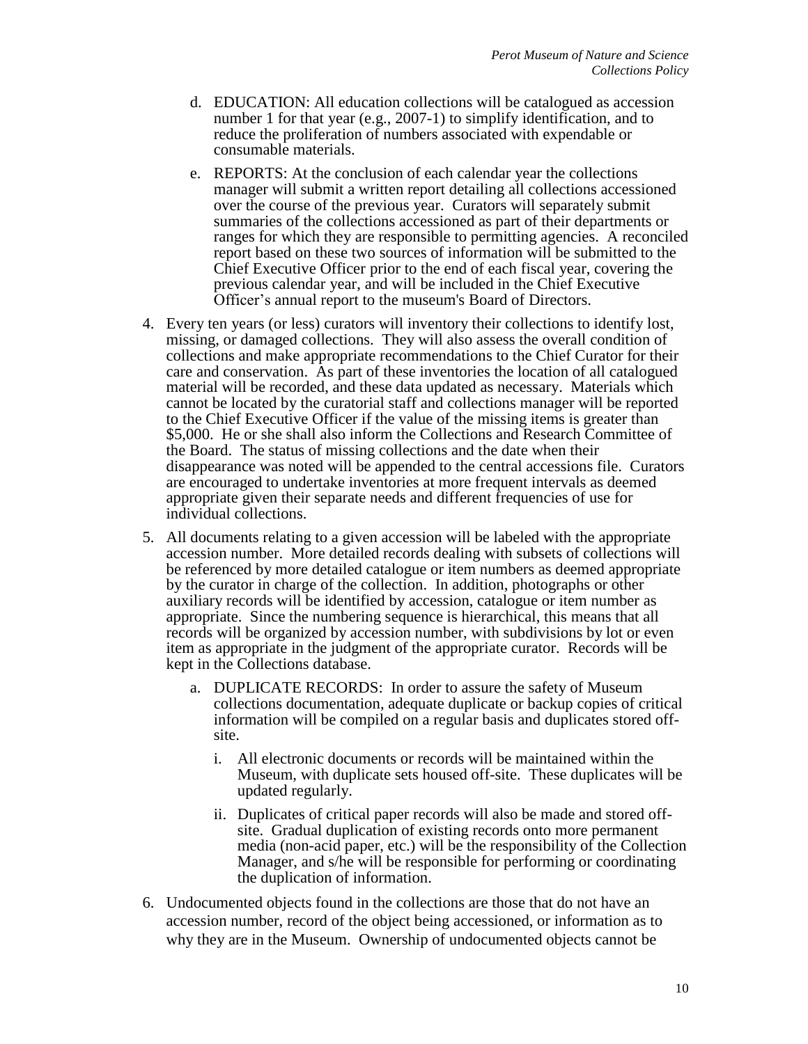d. EDUCATION: All education collections will be catalogued as accession number 1 for that year (e.g., 2007-1) to simplify identification, and to reduce the proliferation of numbers associated with expendable or consumable materials.

e. REPORTS: At the conclusion of each calendar year the collections manager will submit a written report detailing all collections accessioned over the course of the previous year. Curators will separately submit summaries of the collections accessioned as part of their departments or ranges for which they are responsible to permitting agencies. A reconciled report based on these two sources of information will be submitted to the Chief Executive Officer prior to the end of each fiscal year, covering the previous calendar year, and will be included in the Chief Executive Officer's annual report to the museum's Board of Directors.

4. Every ten years (or less) curators will inventory their collections to identify lost, missing, or damaged collections. They will also assess the overall condition of collections and make appropriate recommendations to the Chief Curator for their care and conservation. As part of these inventories the location of all catalogued material will be recorded, and these data updated as necessary. Materials which cannot be located by the curatorial staff and collections manager will be reported to the Chief Executive Officer if the value of the missing items is greater than $5,000. He or she shall also inform the Collections and Research Committee of the Board. The status of missing collections and the date when their disappearance was noted will be appended to the central accessions file. Curators are encouraged to undertake inventories at more frequent intervals as deemed appropriate given their separate needs and different frequencies of use for individual collections.

5. All documents relating to a given accession will be labeled with the appropriate accession number. More detailed records dealing with subsets of collections will be referenced by more detailed catalogue or item numbers as deemed appropriate by the curator in charge of the collection. In addition, photographs or other auxiliary records will be identified by accession, catalogue or item number as appropriate. Since the numbering sequence is hierarchical, this means that all records will be organized by accession number, with subdivisions by lot or even item as appropriate in the judgment of the appropriate curator. Records will be kept in the Collections database.

   a. DUPLICATE RECORDS: In order to assure the safety of Museum collections documentation, adequate duplicate or backup copies of critical information will be compiled on a regular basis and duplicates stored off-site.

      i. All electronic documents or records will be maintained within the Museum, with duplicate sets housed off-site. These duplicates will be updated regularly.

      ii. Duplicates of critical paper records will also be made and stored off-site. Gradual duplication of existing records onto more permanent media (non-acid paper, etc.) will be the responsibility of the Collection Manager, and s/he will be responsible for performing or coordinating the duplication of information.

6. Undocumented objects found in the collections are those that do not have an accession number, record of the object being accessioned, or information as to why they are in the Museum. Ownership of undocumented objects cannot be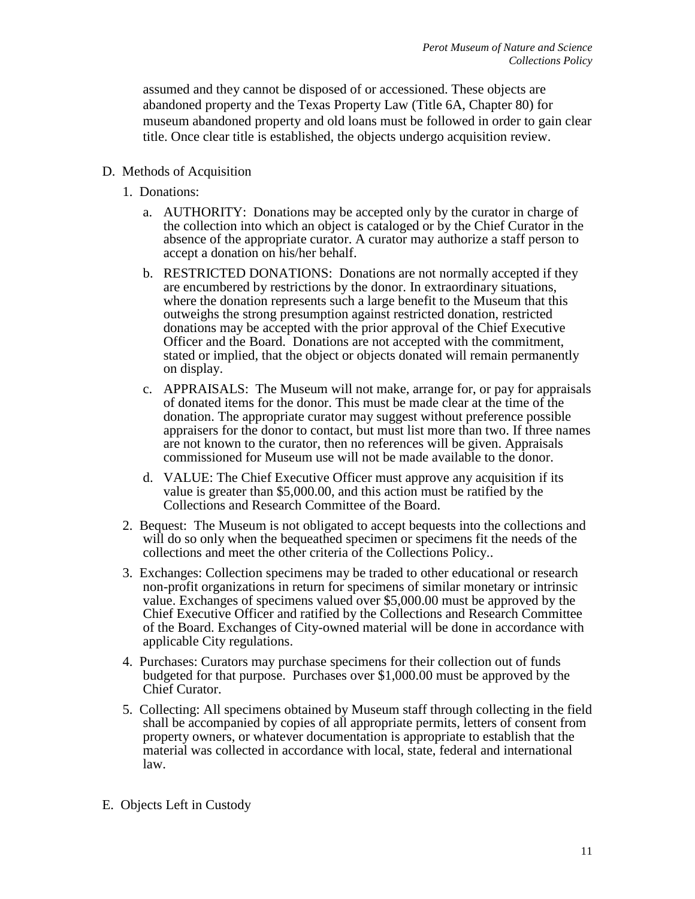assumed and they cannot be disposed of or accessioned. These objects are abandoned property and the Texas Property Law (Title 6A, Chapter 80) for museum abandoned property and old loans must be followed in order to gain clear title. Once clear title is established, the objects undergo acquisition review.

D. Methods of Acquisition

1. Donations:

    a. AUTHORITY: Donations may be accepted only by the curator in charge of the collection into which an object is cataloged or by the Chief Curator in the absence of the appropriate curator. A curator may authorize a staff person to accept a donation on his/her behalf.

    b. RESTRICTED DONATIONS: Donations are not normally accepted if they are encumbered by restrictions by the donor. In extraordinary situations, where the donation represents such a large benefit to the Museum that this outweighs the strong presumption against restricted donation, restricted donations may be accepted with the prior approval of the Chief Executive Officer and the Board. Donations are not accepted with the commitment, stated or implied, that the object or objects donated will remain permanently on display.

    c. APPRAISALS: The Museum will not make, arrange for, or pay for appraisals of donated items for the donor. This must be made clear at the time of the donation. The appropriate curator may suggest without preference possible appraisers for the donor to contact, but must list more than two. If three names are not known to the curator, then no references will be given. Appraisals commissioned for Museum use will not be made available to the donor.

    d. VALUE: The Chief Executive Officer must approve any acquisition if its value is greater than $5,000.00, and this action must be ratified by the Collections and Research Committee of the Board.

2. Bequest: The Museum is not obligated to accept bequests into the collections and will do so only when the bequeathed specimen or specimens fit the needs of the collections and meet the other criteria of the Collections Policy..

3. Exchanges: Collection specimens may be traded to other educational or research non-profit organizations in return for specimens of similar monetary or intrinsic value. Exchanges of specimens valued over $5,000.00 must be approved by the Chief Executive Officer and ratified by the Collections and Research Committee of the Board. Exchanges of City-owned material will be done in accordance with applicable City regulations.

4. Purchases: Curators may purchase specimens for their collection out of funds budgeted for that purpose. Purchases over $1,000.00 must be approved by the Chief Curator.

5. Collecting: All specimens obtained by Museum staff through collecting in the field shall be accompanied by copies of all appropriate permits, letters of consent from property owners, or whatever documentation is appropriate to establish that the material was collected in accordance with local, state, federal and international law.

E. Objects Left in Custody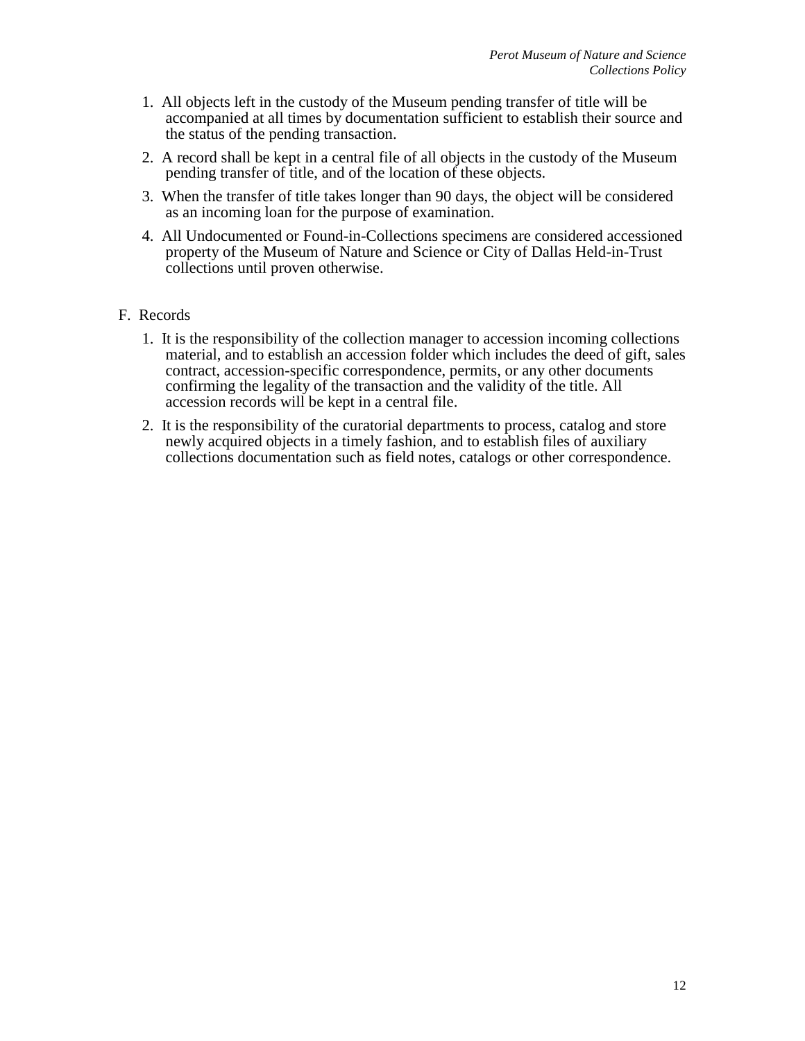1. All objects left in the custody of the Museum pending transfer of title will be accompanied at all times by documentation sufficient to establish their source and the status of the pending transaction.

2. A record shall be kept in a central file of all objects in the custody of the Museum pending transfer of title, and of the location of these objects.

3. When the transfer of title takes longer than 90 days, the object will be considered as an incoming loan for the purpose of examination.

4. All Undocumented or Found-in-Collections specimens are considered accessioned property of the Museum of Nature and Science or City of Dallas Held-in-Trust collections until proven otherwise.

F. Records

1. It is the responsibility of the collection manager to accession incoming collections material, and to establish an accession folder which includes the deed of gift, sales contract, accession-specific correspondence, permits, or any other documents confirming the legality of the transaction and the validity of the title. All accession records will be kept in a central file.

2. It is the responsibility of the curatorial departments to process, catalog and store newly acquired objects in a timely fashion, and to establish files of auxiliary collections documentation such as field notes, catalogs or other correspondence.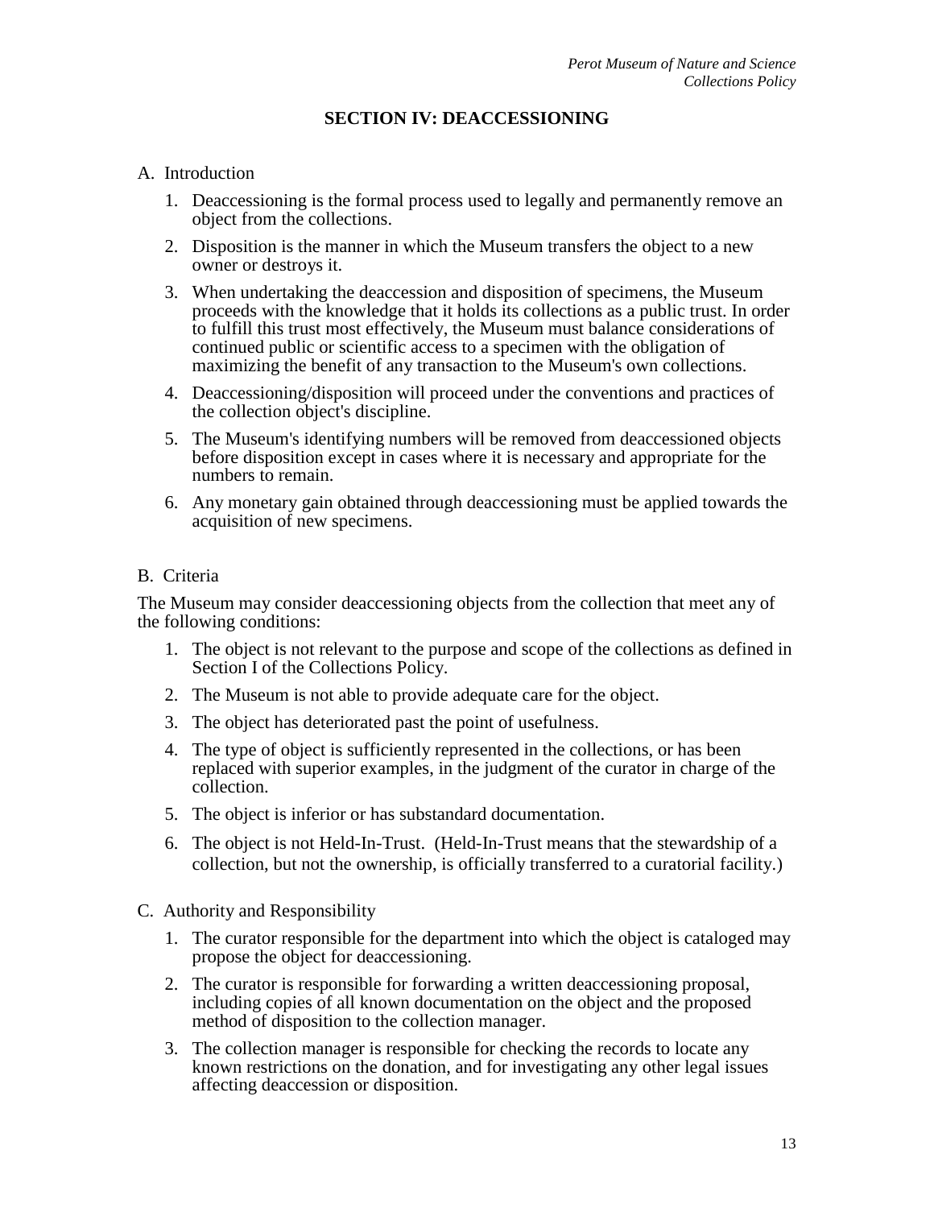## SECTION IV: DEACCESSIONING

A. Introduction

1. Deaccessioning is the formal process used to legally and permanently remove an object from the collections.
2. Disposition is the manner in which the Museum transfers the object to a new owner or destroys it.
3. When undertaking the deaccession and disposition of specimens, the Museum proceeds with the knowledge that it holds its collections as a public trust. In order to fulfill this trust most effectively, the Museum must balance considerations of continued public or scientific access to a specimen with the obligation of maximizing the benefit of any transaction to the Museum's own collections.
4. Deaccessioning/disposition will proceed under the conventions and practices of the collection object's discipline.
5. The Museum's identifying numbers will be removed from deaccessioned objects before disposition except in cases where it is necessary and appropriate for the numbers to remain.
6. Any monetary gain obtained through deaccessioning must be applied towards the acquisition of new specimens.

B. Criteria

The Museum may consider deaccessioning objects from the collection that meet any of the following conditions:

1. The object is not relevant to the purpose and scope of the collections as defined in Section I of the Collections Policy.
2. The Museum is not able to provide adequate care for the object.
3. The object has deteriorated past the point of usefulness.
4. The type of object is sufficiently represented in the collections, or has been replaced with superior examples, in the judgment of the curator in charge of the collection.
5. The object is inferior or has substandard documentation.
6. The object is not Held-In-Trust. (Held-In-Trust means that the stewardship of a collection, but not the ownership, is officially transferred to a curatorial facility.)

C. Authority and Responsibility

1. The curator responsible for the department into which the object is cataloged may propose the object for deaccessioning.
2. The curator is responsible for forwarding a written deaccessioning proposal, including copies of all known documentation on the object and the proposed method of disposition to the collection manager.
3. The collection manager is responsible for checking the records to locate any known restrictions on the donation, and for investigating any other legal issues affecting deaccession or disposition.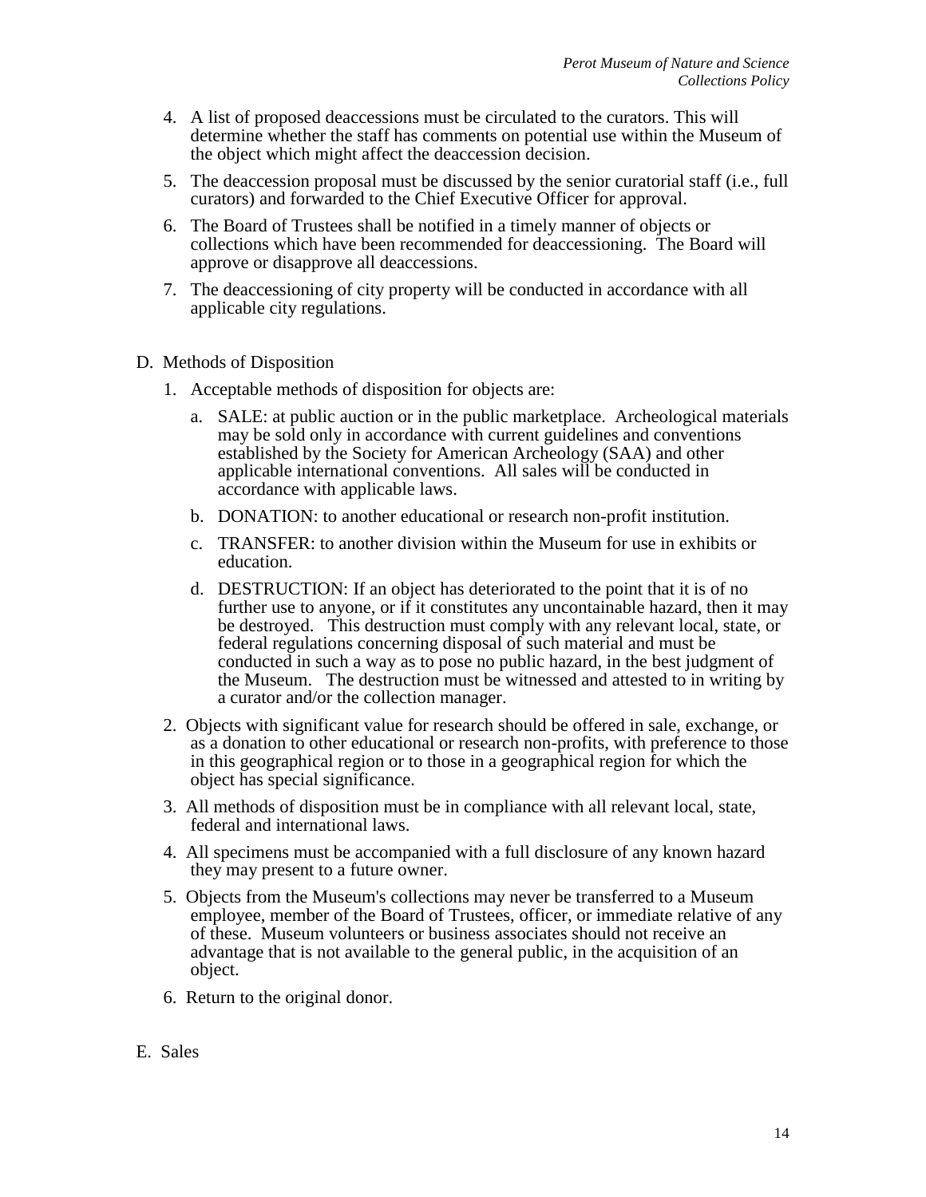4. A list of proposed deaccessions must be circulated to the curators. This will determine whether the staff has comments on potential use within the Museum of the object which might affect the deaccession decision.

5. The deaccession proposal must be discussed by the senior curatorial staff (i.e., full curators) and forwarded to the Chief Executive Officer for approval.

6. The Board of Trustees shall be notified in a timely manner of objects or collections which have been recommended for deaccessioning. The Board will approve or disapprove all deaccessions.

7. The deaccessioning of city property will be conducted in accordance with all applicable city regulations.

D. Methods of Disposition

1. Acceptable methods of disposition for objects are:

   a. SALE: at public auction or in the public marketplace. Archeological materials may be sold only in accordance with current guidelines and conventions established by the Society for American Archeology (SAA) and other applicable international conventions. All sales will be conducted in accordance with applicable laws.

   b. DONATION: to another educational or research non-profit institution.

   c. TRANSFER: to another division within the Museum for use in exhibits or education.

   d. DESTRUCTION: If an object has deteriorated to the point that it is of no further use to anyone, or if it constitutes any uncontainable hazard, then it may be destroyed. This destruction must comply with any relevant local, state, or federal regulations concerning disposal of such material and must be conducted in such a way as to pose no public hazard, in the best judgment of the Museum. The destruction must be witnessed and attested to in writing by a curator and/or the collection manager.

2. Objects with significant value for research should be offered in sale, exchange, or as a donation to other educational or research non-profits, with preference to those in this geographical region or to those in a geographical region for which the object has special significance.

3. All methods of disposition must be in compliance with all relevant local, state, federal and international laws.

4. All specimens must be accompanied with a full disclosure of any known hazard they may present to a future owner.

5. Objects from the Museum's collections may never be transferred to a Museum employee, member of the Board of Trustees, officer, or immediate relative of any of these. Museum volunteers or business associates should not receive an advantage that is not available to the general public, in the acquisition of an object.

6. Return to the original donor.

E. Sales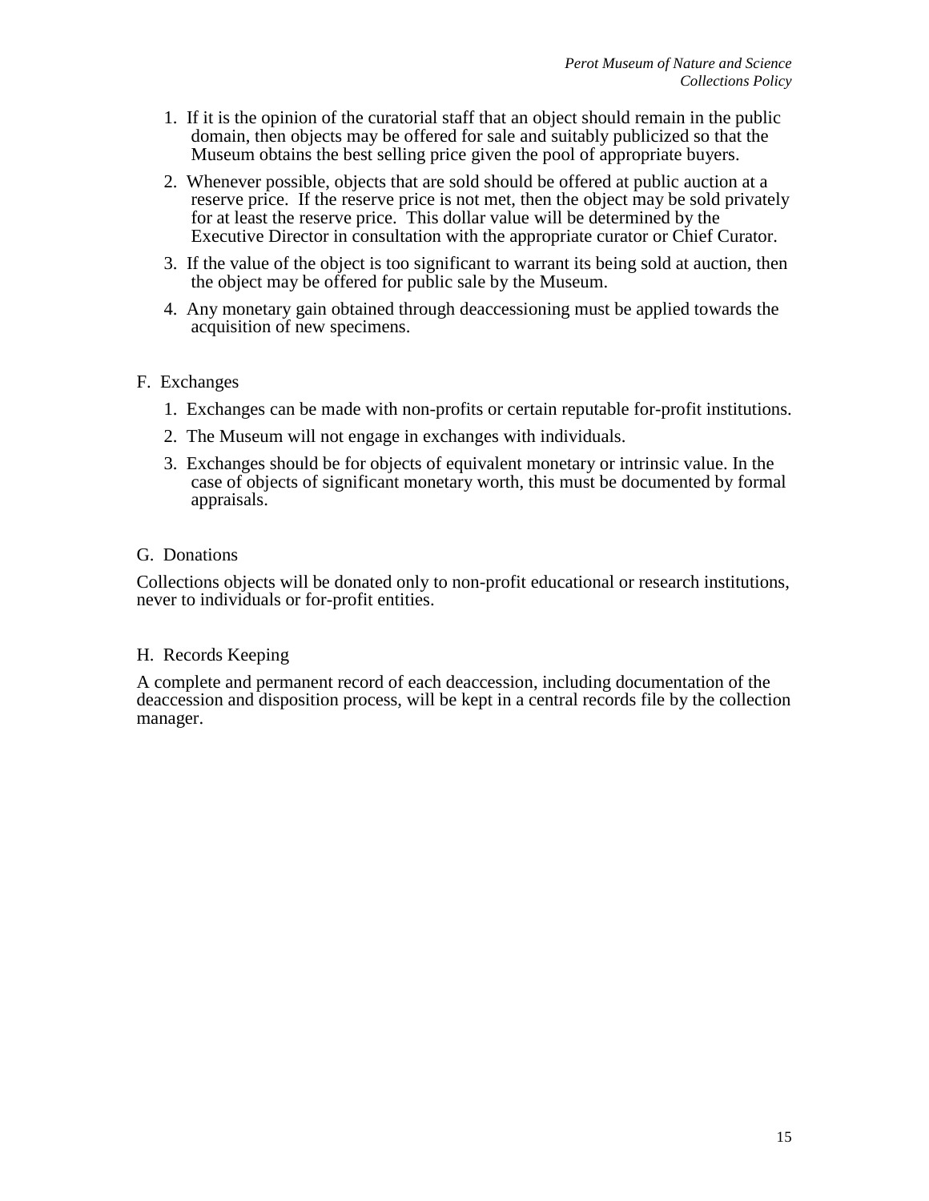1. If it is the opinion of the curatorial staff that an object should remain in the public domain, then objects may be offered for sale and suitably publicized so that the Museum obtains the best selling price given the pool of appropriate buyers.
2. Whenever possible, objects that are sold should be offered at public auction at a reserve price. If the reserve price is not met, then the object may be sold privately for at least the reserve price. This dollar value will be determined by the Executive Director in consultation with the appropriate curator or Chief Curator.
3. If the value of the object is too significant to warrant its being sold at auction, then the object may be offered for public sale by the Museum.
4. Any monetary gain obtained through deaccessioning must be applied towards the acquisition of new specimens.

F. Exchanges

1. Exchanges can be made with non-profits or certain reputable for-profit institutions.
2. The Museum will not engage in exchanges with individuals.
3. Exchanges should be for objects of equivalent monetary or intrinsic value. In the case of objects of significant monetary worth, this must be documented by formal appraisals.

G. Donations

Collections objects will be donated only to non-profit educational or research institutions, never to individuals or for-profit entities.

H. Records Keeping

A complete and permanent record of each deaccession, including documentation of the deaccession and disposition process, will be kept in a central records file by the collection manager.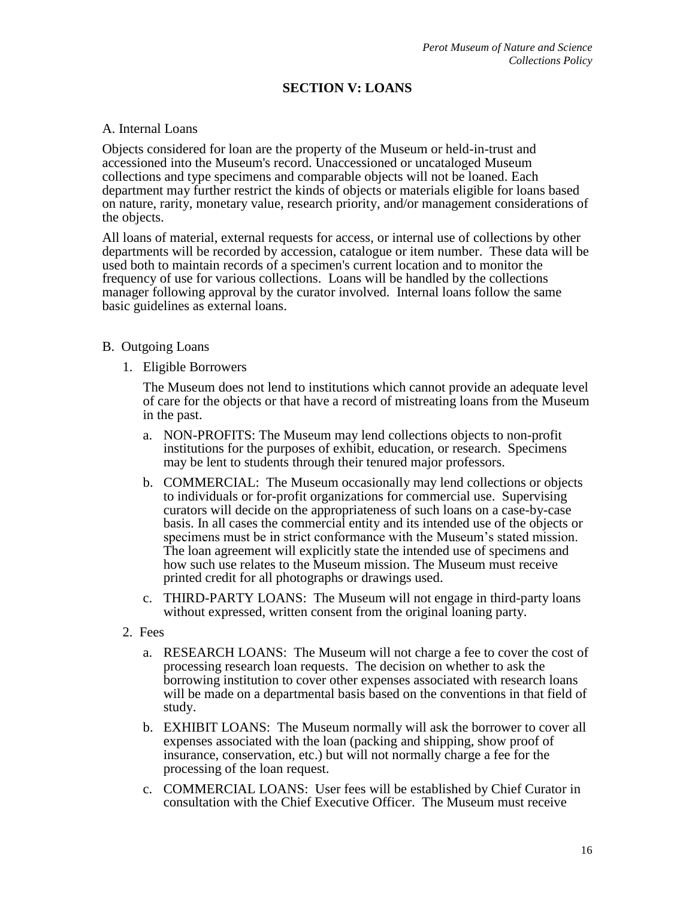## SECTION V: LOANS

A. Internal Loans

Objects considered for loan are the property of the Museum or held-in-trust and accessioned into the Museum's record. Unaccessioned or uncataloged Museum collections and type specimens and comparable objects will not be loaned. Each department may further restrict the kinds of objects or materials eligible for loans based on nature, rarity, monetary value, research priority, and/or management considerations of the objects.

All loans of material, external requests for access, or internal use of collections by other departments will be recorded by accession, catalogue or item number. These data will be used both to maintain records of a specimen's current location and to monitor the frequency of use for various collections. Loans will be handled by the collections manager following approval by the curator involved. Internal loans follow the same basic guidelines as external loans.

B. Outgoing Loans

1. Eligible Borrowers

   The Museum does not lend to institutions which cannot provide an adequate level of care for the objects or that have a record of mistreating loans from the Museum in the past.

   a. NON-PROFITS: The Museum may lend collections objects to non-profit institutions for the purposes of exhibit, education, or research. Specimens may be lent to students through their tenured major professors.

   b. COMMERCIAL: The Museum occasionally may lend collections or objects to individuals or for-profit organizations for commercial use. Supervising curators will decide on the appropriateness of such loans on a case-by-case basis. In all cases the commercial entity and its intended use of the objects or specimens must be in strict conformance with the Museum's stated mission. The loan agreement will explicitly state the intended use of specimens and how such use relates to the Museum mission. The Museum must receive printed credit for all photographs or drawings used.

   c. THIRD-PARTY LOANS: The Museum will not engage in third-party loans without expressed, written consent from the original loaning party.

2. Fees

   a. RESEARCH LOANS: The Museum will not charge a fee to cover the cost of processing research loan requests. The decision on whether to ask the borrowing institution to cover other expenses associated with research loans will be made on a departmental basis based on the conventions in that field of study.

   b. EXHIBIT LOANS: The Museum normally will ask the borrower to cover all expenses associated with the loan (packing and shipping, show proof of insurance, conservation, etc.) but will not normally charge a fee for the processing of the loan request.

   c. COMMERCIAL LOANS: User fees will be established by Chief Curator in consultation with the Chief Executive Officer. The Museum must receive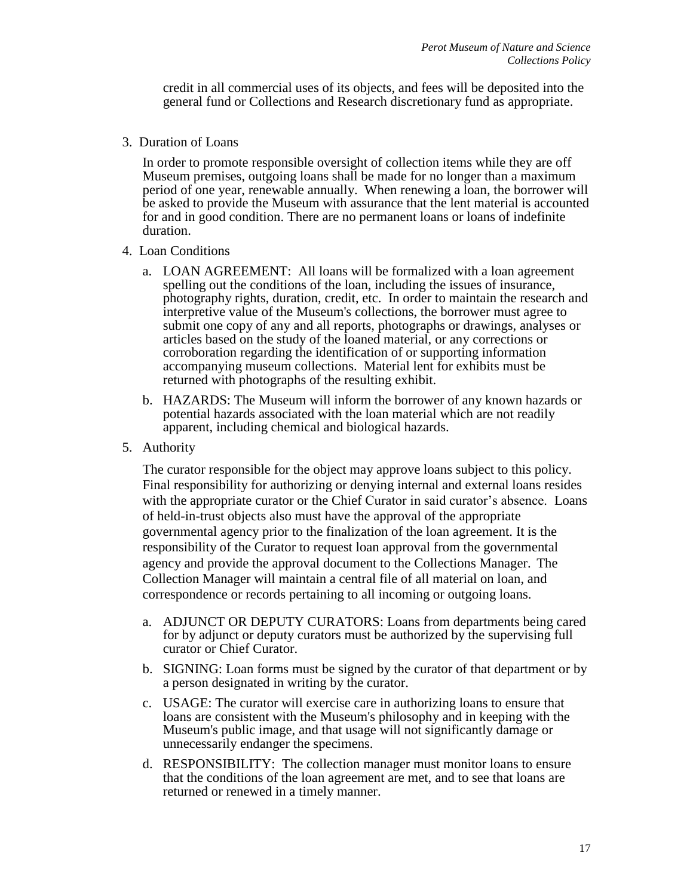credit in all commercial uses of its objects, and fees will be deposited into the general fund or Collections and Research discretionary fund as appropriate.

3. Duration of Loans

   In order to promote responsible oversight of collection items while they are off Museum premises, outgoing loans shall be made for no longer than a maximum period of one year, renewable annually. When renewing a loan, the borrower will be asked to provide the Museum with assurance that the lent material is accounted for and in good condition. There are no permanent loans or loans of indefinite duration.

4. Loan Conditions

   a. LOAN AGREEMENT: All loans will be formalized with a loan agreement spelling out the conditions of the loan, including the issues of insurance, photography rights, duration, credit, etc. In order to maintain the research and interpretive value of the Museum's collections, the borrower must agree to submit one copy of any and all reports, photographs or drawings, analyses or articles based on the study of the loaned material, or any corrections or corroboration regarding the identification of or supporting information accompanying museum collections. Material lent for exhibits must be returned with photographs of the resulting exhibit.

   b. HAZARDS: The Museum will inform the borrower of any known hazards or potential hazards associated with the loan material which are not readily apparent, including chemical and biological hazards.

5. Authority

   The curator responsible for the object may approve loans subject to this policy. Final responsibility for authorizing or denying internal and external loans resides with the appropriate curator or the Chief Curator in said curator's absence. Loans of held-in-trust objects also must have the approval of the appropriate governmental agency prior to the finalization of the loan agreement. It is the responsibility of the Curator to request loan approval from the governmental agency and provide the approval document to the Collections Manager. The Collection Manager will maintain a central file of all material on loan, and correspondence or records pertaining to all incoming or outgoing loans.

   a. ADJUNCT OR DEPUTY CURATORS: Loans from departments being cared for by adjunct or deputy curators must be authorized by the supervising full curator or Chief Curator.

   b. SIGNING: Loan forms must be signed by the curator of that department or by a person designated in writing by the curator.

   c. USAGE: The curator will exercise care in authorizing loans to ensure that loans are consistent with the Museum's philosophy and in keeping with the Museum's public image, and that usage will not significantly damage or unnecessarily endanger the specimens.

   d. RESPONSIBILITY: The collection manager must monitor loans to ensure that the conditions of the loan agreement are met, and to see that loans are returned or renewed in a timely manner.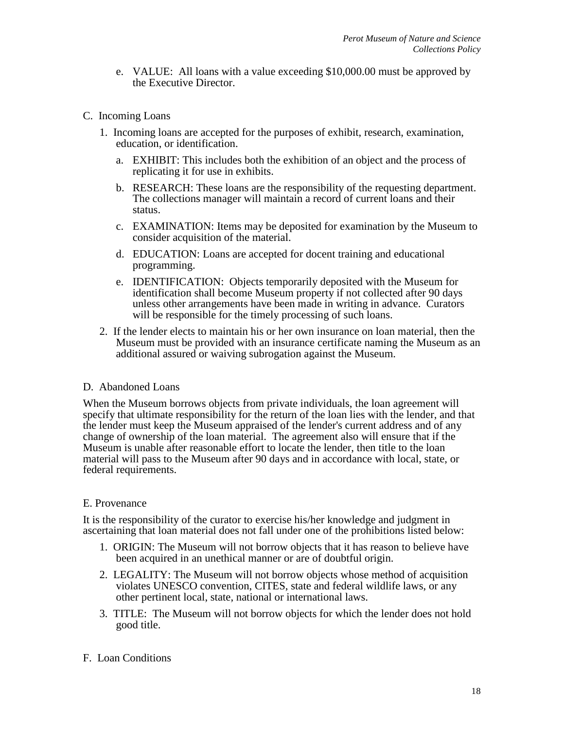e. VALUE: All loans with a value exceeding $10,000.00 must be approved by the Executive Director.

## C. Incoming Loans

1. Incoming loans are accepted for the purposes of exhibit, research, examination, education, or identification.
   a. EXHIBIT: This includes both the exhibition of an object and the process of replicating it for use in exhibits.
   b. RESEARCH: These loans are the responsibility of the requesting department. The collections manager will maintain a record of current loans and their status.
   c. EXAMINATION: Items may be deposited for examination by the Museum to consider acquisition of the material.
   d. EDUCATION: Loans are accepted for docent training and educational programming.
   e. IDENTIFICATION: Objects temporarily deposited with the Museum for identification shall become Museum property if not collected after 90 days unless other arrangements have been made in writing in advance. Curators will be responsible for the timely processing of such loans.
2. If the lender elects to maintain his or her own insurance on loan material, then the Museum must be provided with an insurance certificate naming the Museum as an additional assured or waiving subrogation against the Museum.

## D. Abandoned Loans

When the Museum borrows objects from private individuals, the loan agreement will specify that ultimate responsibility for the return of the loan lies with the lender, and that the lender must keep the Museum appraised of the lender's current address and of any change of ownership of the loan material. The agreement also will ensure that if the Museum is unable after reasonable effort to locate the lender, then title to the loan material will pass to the Museum after 90 days and in accordance with local, state, or federal requirements.

## E. Provenance

It is the responsibility of the curator to exercise his/her knowledge and judgment in ascertaining that loan material does not fall under one of the prohibitions listed below:

1. ORIGIN: The Museum will not borrow objects that it has reason to believe have been acquired in an unethical manner or are of doubtful origin.
2. LEGALITY: The Museum will not borrow objects whose method of acquisition violates UNESCO convention, CITES, state and federal wildlife laws, or any other pertinent local, state, national or international laws.
3. TITLE: The Museum will not borrow objects for which the lender does not hold good title.

## F. Loan Conditions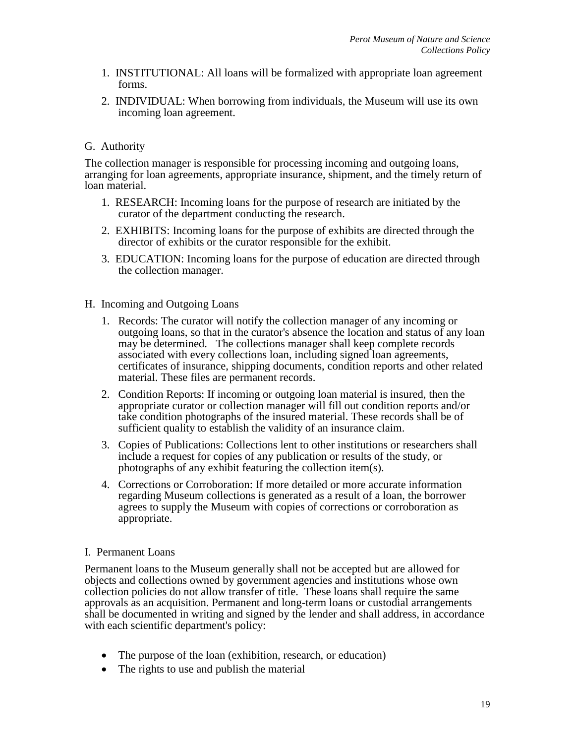1. INSTITUTIONAL: All loans will be formalized with appropriate loan agreement forms.
2. INDIVIDUAL: When borrowing from individuals, the Museum will use its own incoming loan agreement.

## G. Authority

The collection manager is responsible for processing incoming and outgoing loans, arranging for loan agreements, appropriate insurance, shipment, and the timely return of loan material.

1. RESEARCH: Incoming loans for the purpose of research are initiated by the curator of the department conducting the research.
2. EXHIBITS: Incoming loans for the purpose of exhibits are directed through the director of exhibits or the curator responsible for the exhibit.
3. EDUCATION: Incoming loans for the purpose of education are directed through the collection manager.

## H. Incoming and Outgoing Loans

1. Records: The curator will notify the collection manager of any incoming or outgoing loans, so that in the curator's absence the location and status of any loan may be determined. The collections manager shall keep complete records associated with every collections loan, including signed loan agreements, certificates of insurance, shipping documents, condition reports and other related material. These files are permanent records.
2. Condition Reports: If incoming or outgoing loan material is insured, then the appropriate curator or collection manager will fill out condition reports and/or take condition photographs of the insured material. These records shall be of sufficient quality to establish the validity of an insurance claim.
3. Copies of Publications: Collections lent to other institutions or researchers shall include a request for copies of any publication or results of the study, or photographs of any exhibit featuring the collection item(s).
4. Corrections or Corroboration: If more detailed or more accurate information regarding Museum collections is generated as a result of a loan, the borrower agrees to supply the Museum with copies of corrections or corroboration as appropriate.

## I. Permanent Loans

Permanent loans to the Museum generally shall not be accepted but are allowed for objects and collections owned by government agencies and institutions whose own collection policies do not allow transfer of title. These loans shall require the same approvals as an acquisition. Permanent and long-term loans or custodial arrangements shall be documented in writing and signed by the lender and shall address, in accordance with each scientific department's policy:

- The purpose of the loan (exhibition, research, or education)
- The rights to use and publish the material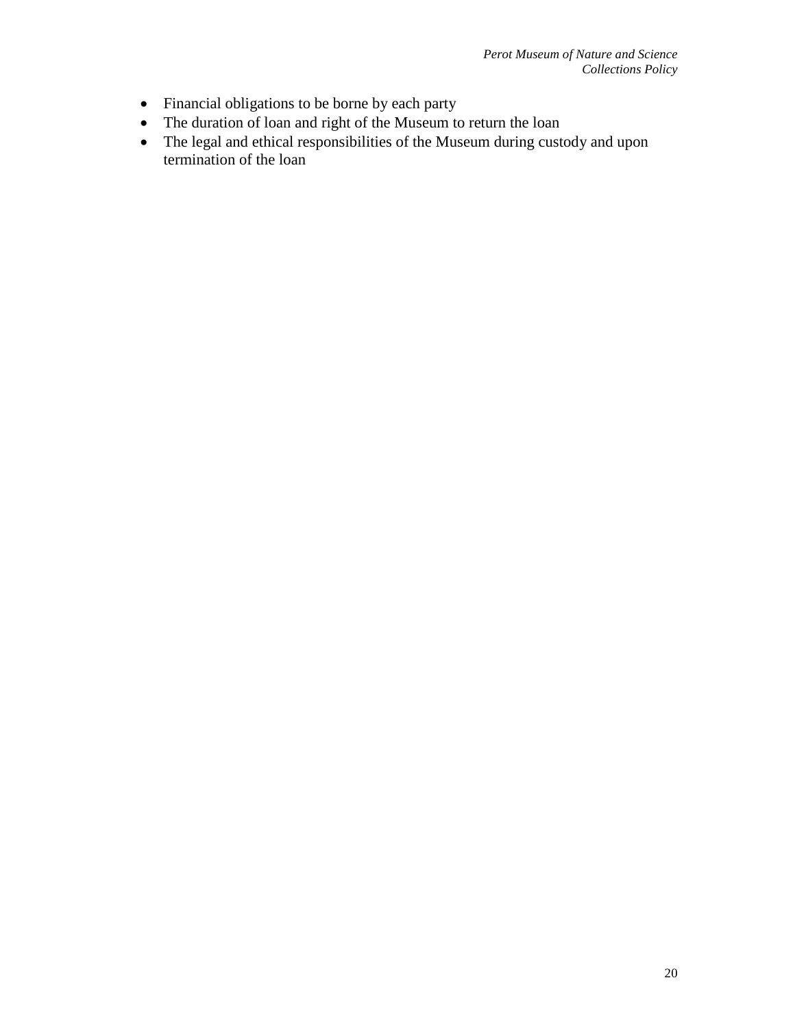- Financial obligations to be borne by each party
- The duration of loan and right of the Museum to return the loan
- The legal and ethical responsibilities of the Museum during custody and upon termination of the loan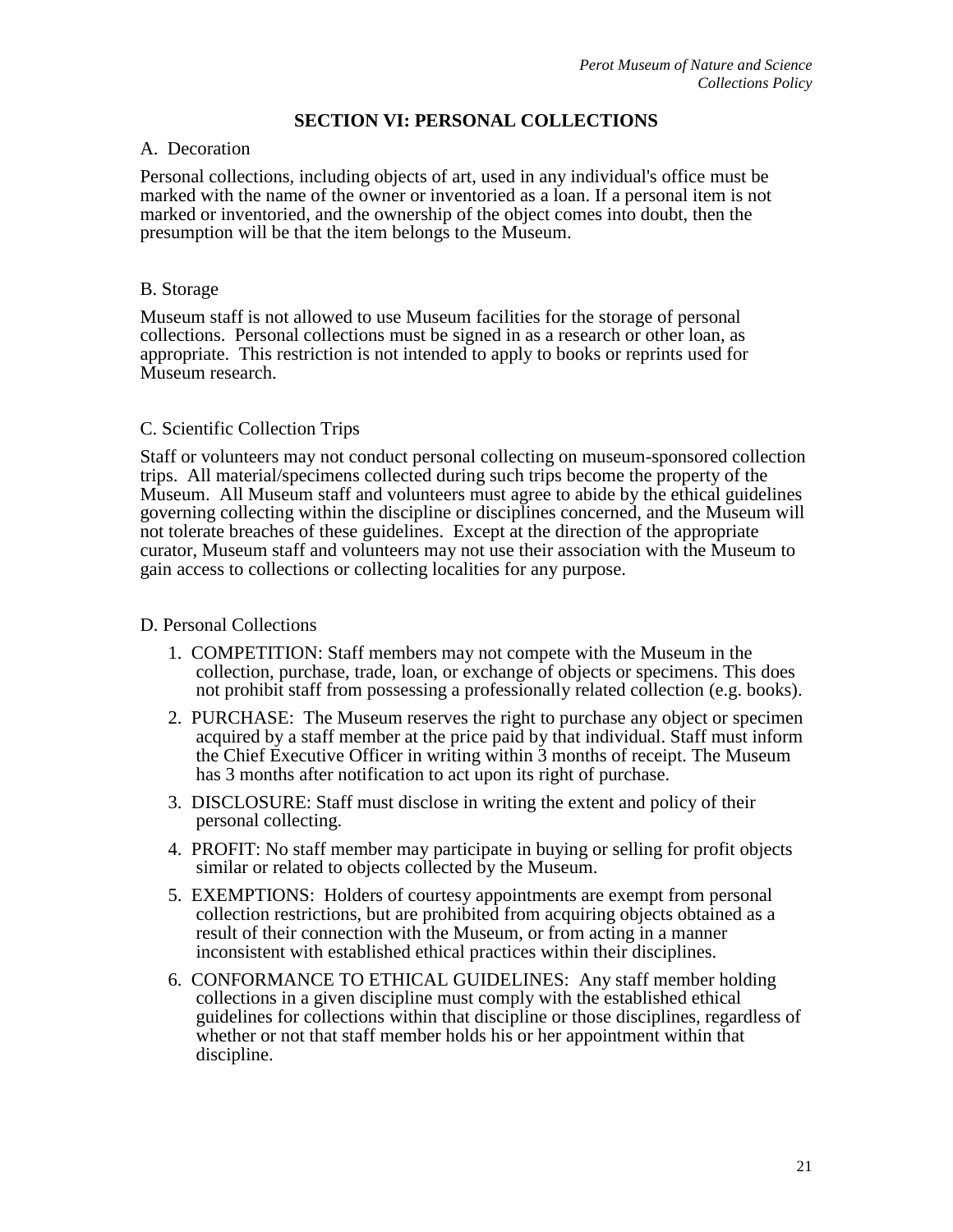## SECTION VI: PERSONAL COLLECTIONS

A. Decoration

Personal collections, including objects of art, used in any individual's office must be marked with the name of the owner or inventoried as a loan. If a personal item is not marked or inventoried, and the ownership of the object comes into doubt, then the presumption will be that the item belongs to the Museum.

B. Storage

Museum staff is not allowed to use Museum facilities for the storage of personal collections. Personal collections must be signed in as a research or other loan, as appropriate. This restriction is not intended to apply to books or reprints used for Museum research.

C. Scientific Collection Trips

Staff or volunteers may not conduct personal collecting on museum-sponsored collection trips. All material/specimens collected during such trips become the property of the Museum. All Museum staff and volunteers must agree to abide by the ethical guidelines governing collecting within the discipline or disciplines concerned, and the Museum will not tolerate breaches of these guidelines. Except at the direction of the appropriate curator, Museum staff and volunteers may not use their association with the Museum to gain access to collections or collecting localities for any purpose.

D. Personal Collections

1. COMPETITION: Staff members may not compete with the Museum in the collection, purchase, trade, loan, or exchange of objects or specimens. This does not prohibit staff from possessing a professionally related collection (e.g. books).
2. PURCHASE: The Museum reserves the right to purchase any object or specimen acquired by a staff member at the price paid by that individual. Staff must inform the Chief Executive Officer in writing within 3 months of receipt. The Museum has 3 months after notification to act upon its right of purchase.
3. DISCLOSURE: Staff must disclose in writing the extent and policy of their personal collecting.
4. PROFIT: No staff member may participate in buying or selling for profit objects similar or related to objects collected by the Museum.
5. EXEMPTIONS: Holders of courtesy appointments are exempt from personal collection restrictions, but are prohibited from acquiring objects obtained as a result of their connection with the Museum, or from acting in a manner inconsistent with established ethical practices within their disciplines.
6. CONFORMANCE TO ETHICAL GUIDELINES: Any staff member holding collections in a given discipline must comply with the established ethical guidelines for collections within that discipline or those disciplines, regardless of whether or not that staff member holds his or her appointment within that discipline.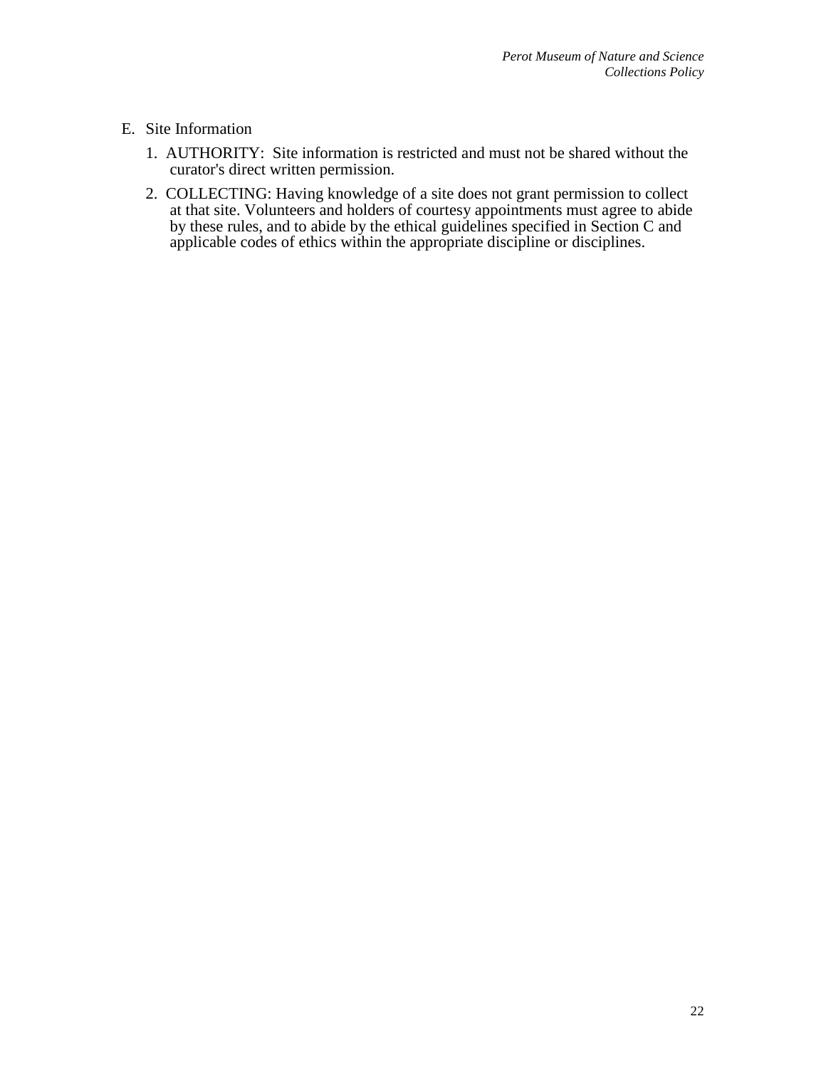E. Site Information

1. AUTHORITY: Site information is restricted and must not be shared without the curator's direct written permission.

2. COLLECTING: Having knowledge of a site does not grant permission to collect at that site. Volunteers and holders of courtesy appointments must agree to abide by these rules, and to abide by the ethical guidelines specified in Section C and applicable codes of ethics within the appropriate discipline or disciplines.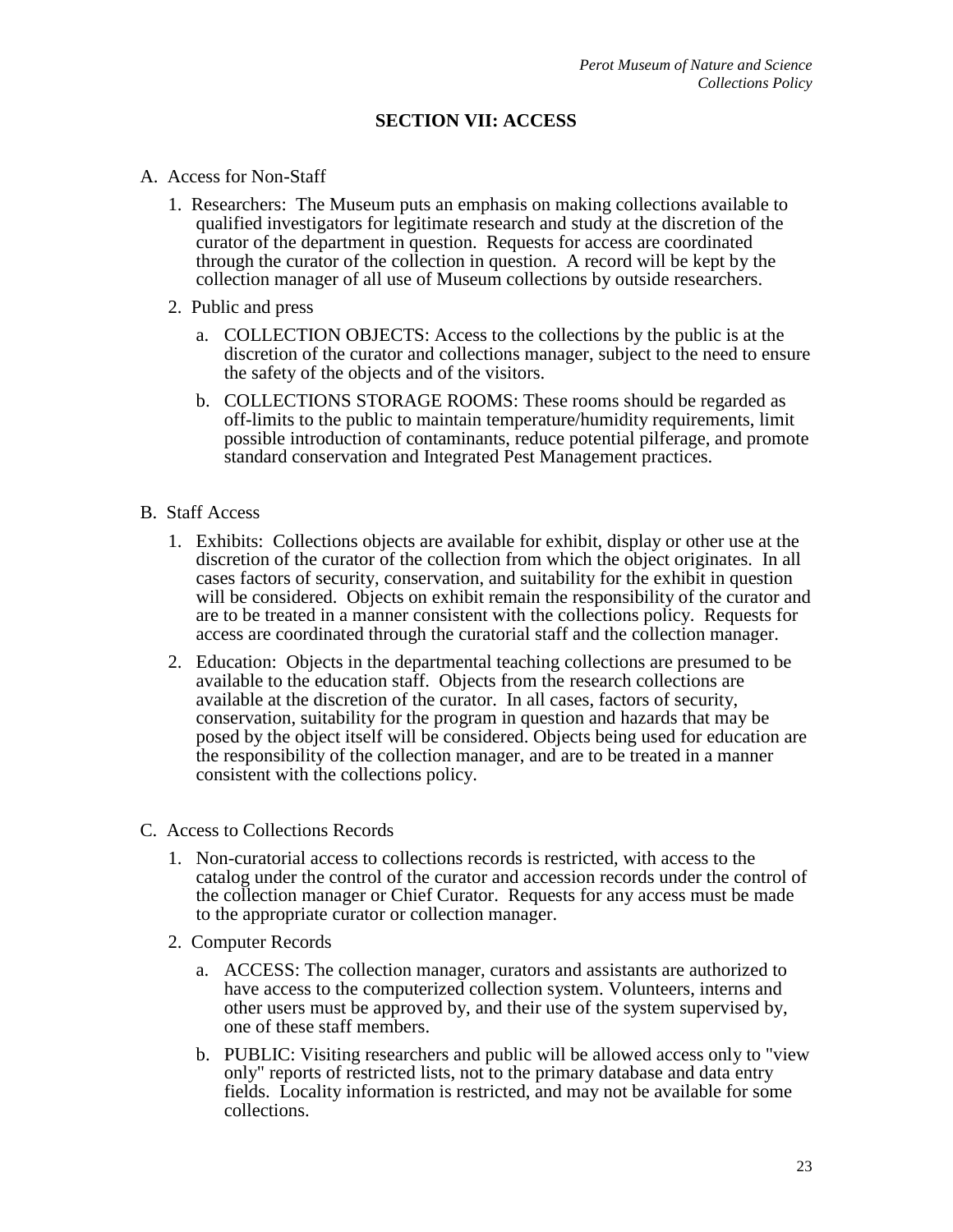## SECTION VII: ACCESS

A. Access for Non-Staff

1. Researchers: The Museum puts an emphasis on making collections available to qualified investigators for legitimate research and study at the discretion of the curator of the department in question. Requests for access are coordinated through the curator of the collection in question. A record will be kept by the collection manager of all use of Museum collections by outside researchers.

2. Public and press

   a. COLLECTION OBJECTS: Access to the collections by the public is at the discretion of the curator and collections manager, subject to the need to ensure the safety of the objects and of the visitors.

   b. COLLECTIONS STORAGE ROOMS: These rooms should be regarded as off-limits to the public to maintain temperature/humidity requirements, limit possible introduction of contaminants, reduce potential pilferage, and promote standard conservation and Integrated Pest Management practices.

B. Staff Access

1. Exhibits: Collections objects are available for exhibit, display or other use at the discretion of the curator of the collection from which the object originates. In all cases factors of security, conservation, and suitability for the exhibit in question will be considered. Objects on exhibit remain the responsibility of the curator and are to be treated in a manner consistent with the collections policy. Requests for access are coordinated through the curatorial staff and the collection manager.

2. Education: Objects in the departmental teaching collections are presumed to be available to the education staff. Objects from the research collections are available at the discretion of the curator. In all cases, factors of security, conservation, suitability for the program in question and hazards that may be posed by the object itself will be considered. Objects being used for education are the responsibility of the collection manager, and are to be treated in a manner consistent with the collections policy.

C. Access to Collections Records

1. Non-curatorial access to collections records is restricted, with access to the catalog under the control of the curator and accession records under the control of the collection manager or Chief Curator. Requests for any access must be made to the appropriate curator or collection manager.

2. Computer Records

   a. ACCESS: The collection manager, curators and assistants are authorized to have access to the computerized collection system. Volunteers, interns and other users must be approved by, and their use of the system supervised by, one of these staff members.

   b. PUBLIC: Visiting researchers and public will be allowed access only to "view only" reports of restricted lists, not to the primary database and data entry fields. Locality information is restricted, and may not be available for some collections.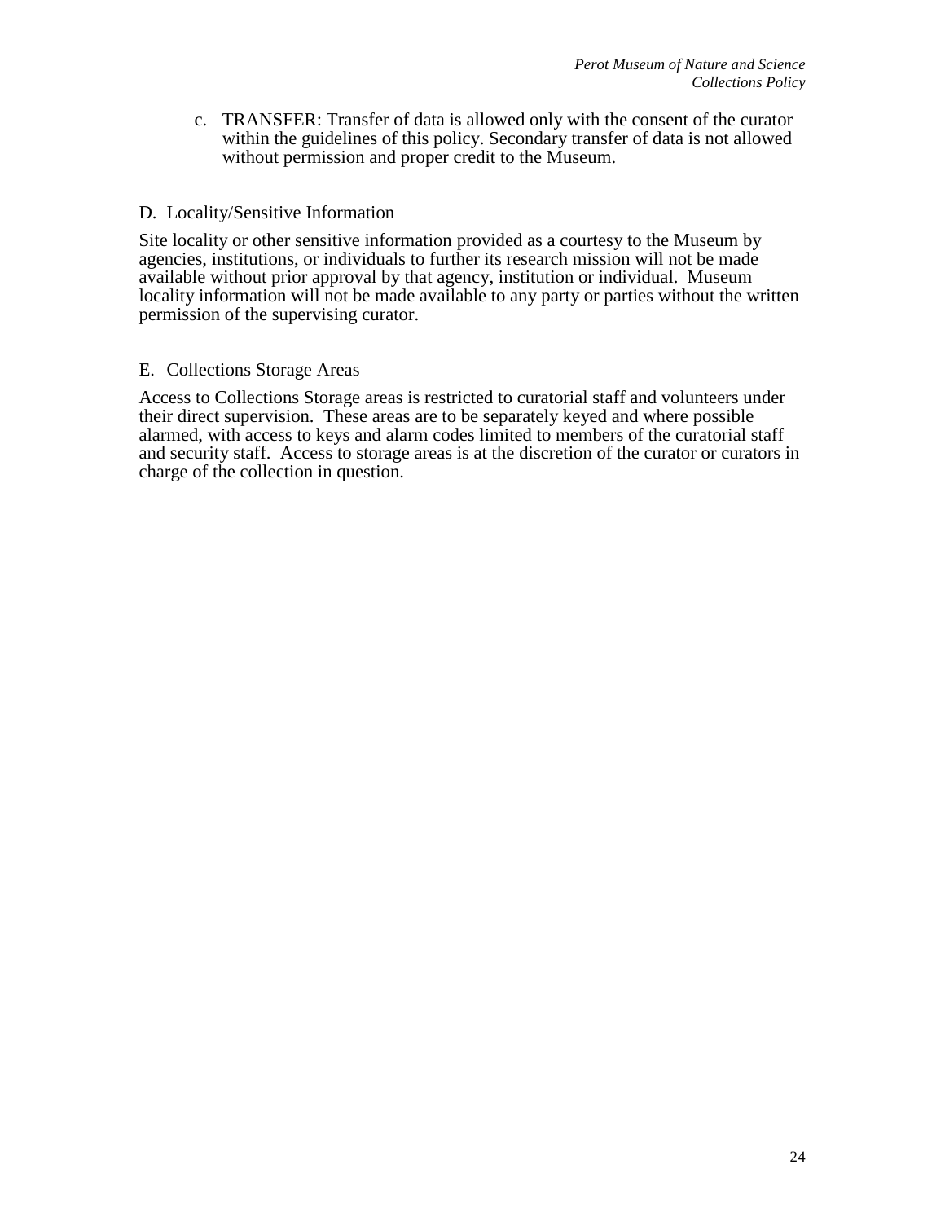c. TRANSFER: Transfer of data is allowed only with the consent of the curator within the guidelines of this policy. Secondary transfer of data is not allowed without permission and proper credit to the Museum.

### D. Locality/Sensitive Information

Site locality or other sensitive information provided as a courtesy to the Museum by agencies, institutions, or individuals to further its research mission will not be made available without prior approval by that agency, institution or individual. Museum locality information will not be made available to any party or parties without the written permission of the supervising curator.

### E. Collections Storage Areas

Access to Collections Storage areas is restricted to curatorial staff and volunteers under their direct supervision. These areas are to be separately keyed and where possible alarmed, with access to keys and alarm codes limited to members of the curatorial staff and security staff. Access to storage areas is at the discretion of the curator or curators in charge of the collection in question.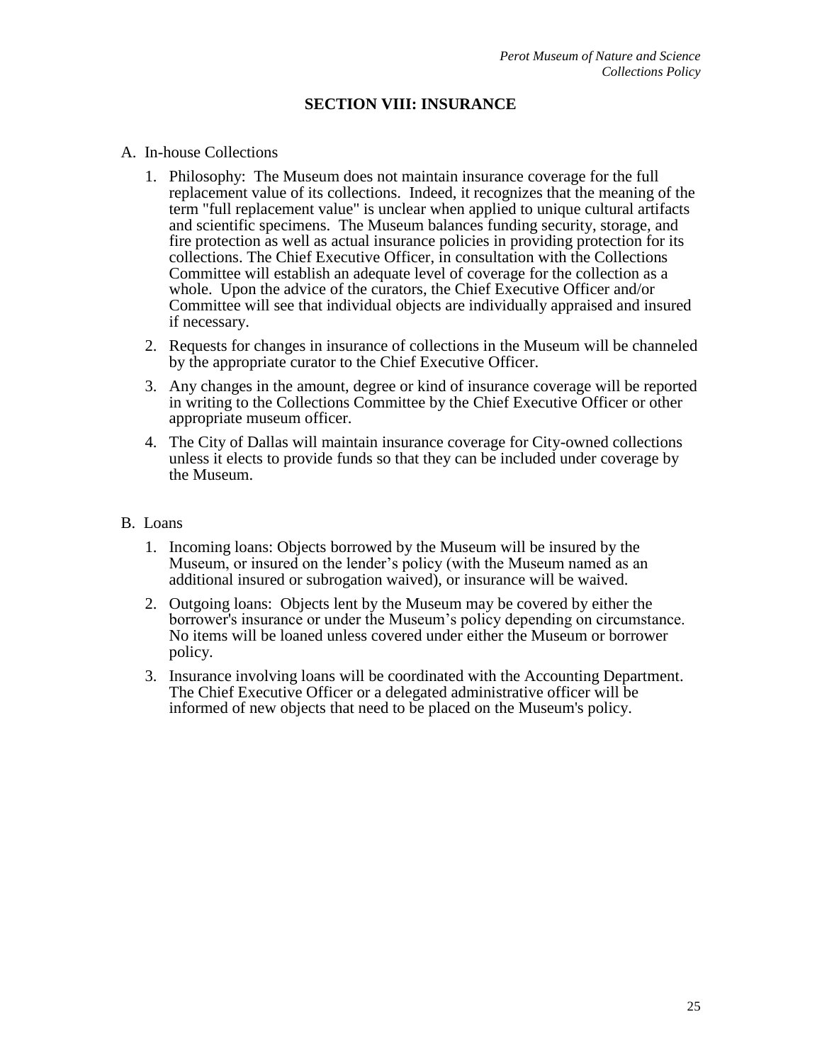## SECTION VIII: INSURANCE

A. In-house Collections

1. Philosophy: The Museum does not maintain insurance coverage for the full replacement value of its collections. Indeed, it recognizes that the meaning of the term "full replacement value" is unclear when applied to unique cultural artifacts and scientific specimens. The Museum balances funding security, storage, and fire protection as well as actual insurance policies in providing protection for its collections. The Chief Executive Officer, in consultation with the Collections Committee will establish an adequate level of coverage for the collection as a whole. Upon the advice of the curators, the Chief Executive Officer and/or Committee will see that individual objects are individually appraised and insured if necessary.
2. Requests for changes in insurance of collections in the Museum will be channeled by the appropriate curator to the Chief Executive Officer.
3. Any changes in the amount, degree or kind of insurance coverage will be reported in writing to the Collections Committee by the Chief Executive Officer or other appropriate museum officer.
4. The City of Dallas will maintain insurance coverage for City-owned collections unless it elects to provide funds so that they can be included under coverage by the Museum.

B. Loans

1. Incoming loans: Objects borrowed by the Museum will be insured by the Museum, or insured on the lender's policy (with the Museum named as an additional insured or subrogation waived), or insurance will be waived.
2. Outgoing loans: Objects lent by the Museum may be covered by either the borrower's insurance or under the Museum's policy depending on circumstance. No items will be loaned unless covered under either the Museum or borrower policy.
3. Insurance involving loans will be coordinated with the Accounting Department. The Chief Executive Officer or a delegated administrative officer will be informed of new objects that need to be placed on the Museum's policy.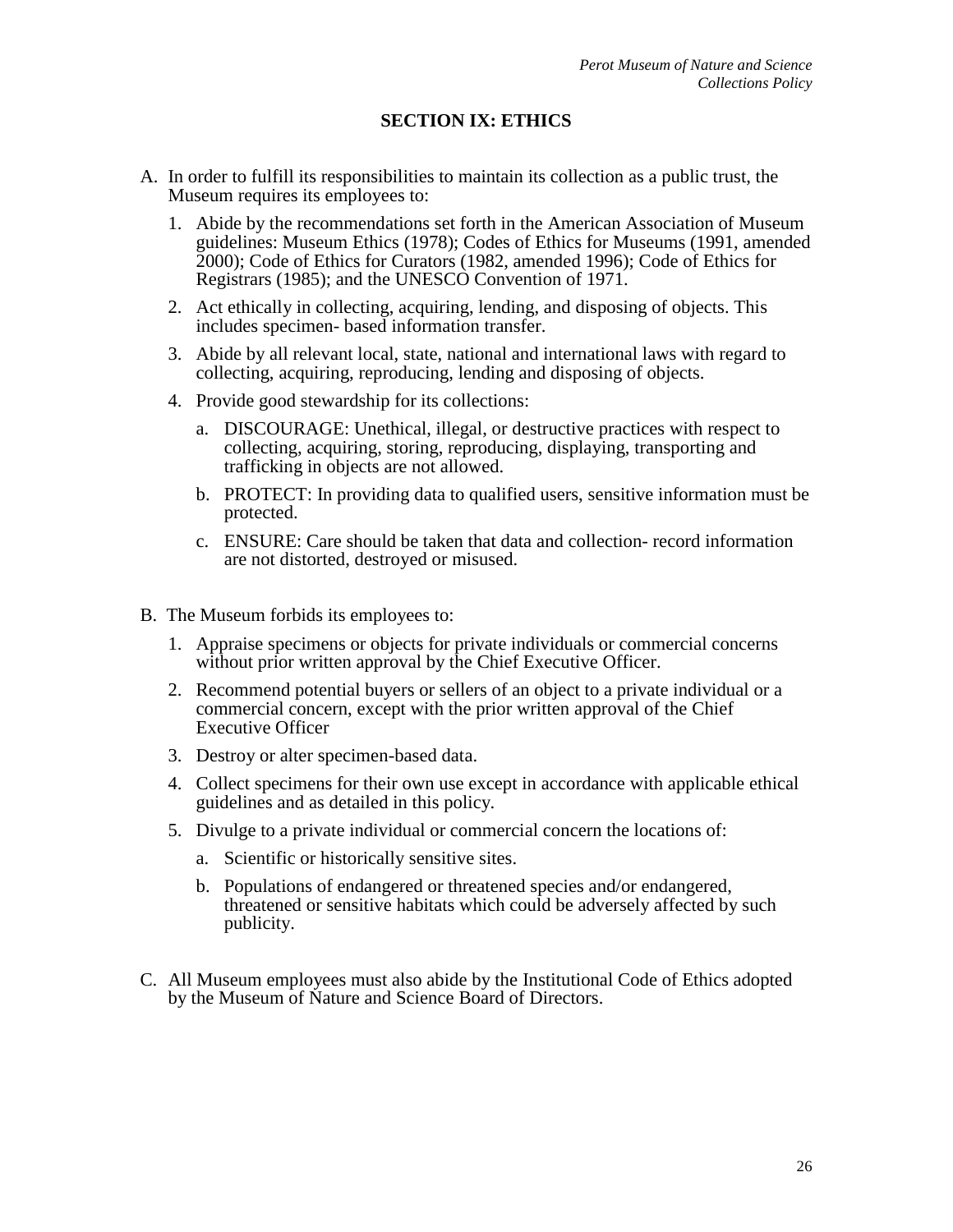## SECTION IX: ETHICS

A. In order to fulfill its responsibilities to maintain its collection as a public trust, the Museum requires its employees to:

   1. Abide by the recommendations set forth in the American Association of Museum guidelines: Museum Ethics (1978); Codes of Ethics for Museums (1991, amended 2000); Code of Ethics for Curators (1982, amended 1996); Code of Ethics for Registrars (1985); and the UNESCO Convention of 1971.

   2. Act ethically in collecting, acquiring, lending, and disposing of objects. This includes specimen- based information transfer.

   3. Abide by all relevant local, state, national and international laws with regard to collecting, acquiring, reproducing, lending and disposing of objects.

   4. Provide good stewardship for its collections:

      a. DISCOURAGE: Unethical, illegal, or destructive practices with respect to collecting, acquiring, storing, reproducing, displaying, transporting and trafficking in objects are not allowed.

      b. PROTECT: In providing data to qualified users, sensitive information must be protected.

      c. ENSURE: Care should be taken that data and collection- record information are not distorted, destroyed or misused.

B. The Museum forbids its employees to:

   1. Appraise specimens or objects for private individuals or commercial concerns without prior written approval by the Chief Executive Officer.

   2. Recommend potential buyers or sellers of an object to a private individual or a commercial concern, except with the prior written approval of the Chief Executive Officer

   3. Destroy or alter specimen-based data.

   4. Collect specimens for their own use except in accordance with applicable ethical guidelines and as detailed in this policy.

   5. Divulge to a private individual or commercial concern the locations of:

      a. Scientific or historically sensitive sites.

      b. Populations of endangered or threatened species and/or endangered, threatened or sensitive habitats which could be adversely affected by such publicity.

C. All Museum employees must also abide by the Institutional Code of Ethics adopted by the Museum of Nature and Science Board of Directors.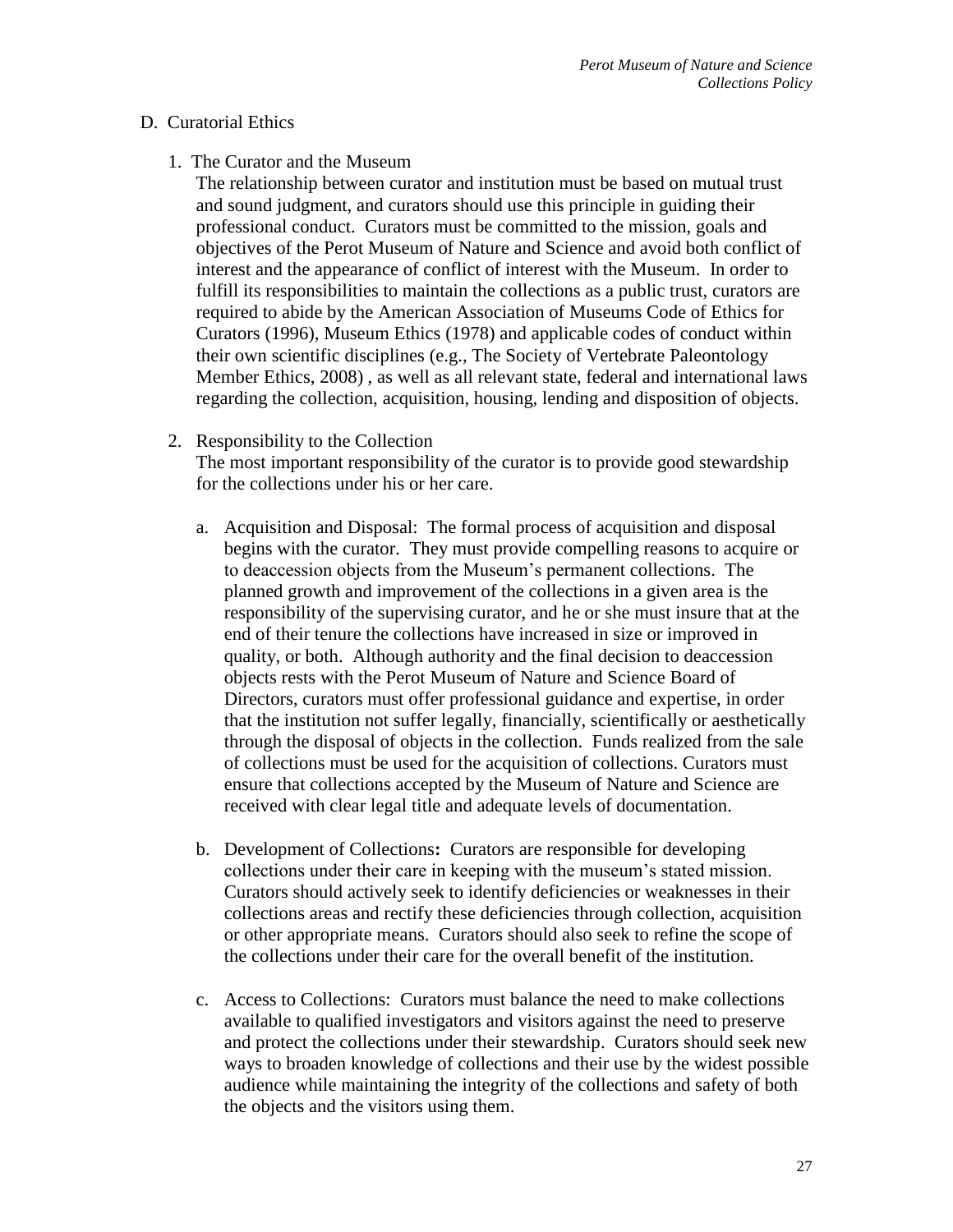## D. Curatorial Ethics

### 1. The Curator and the Museum

The relationship between curator and institution must be based on mutual trust and sound judgment, and curators should use this principle in guiding their professional conduct. Curators must be committed to the mission, goals and objectives of the Perot Museum of Nature and Science and avoid both conflict of interest and the appearance of conflict of interest with the Museum. In order to fulfill its responsibilities to maintain the collections as a public trust, curators are required to abide by the American Association of Museums Code of Ethics for Curators (1996), Museum Ethics (1978) and applicable codes of conduct within their own scientific disciplines (e.g., The Society of Vertebrate Paleontology Member Ethics, 2008) , as well as all relevant state, federal and international laws regarding the collection, acquisition, housing, lending and disposition of objects.

### 2. Responsibility to the Collection

The most important responsibility of the curator is to provide good stewardship for the collections under his or her care.

a. Acquisition and Disposal: The formal process of acquisition and disposal begins with the curator. They must provide compelling reasons to acquire or to deaccession objects from the Museum's permanent collections. The planned growth and improvement of the collections in a given area is the responsibility of the supervising curator, and he or she must insure that at the end of their tenure the collections have increased in size or improved in quality, or both. Although authority and the final decision to deaccession objects rests with the Perot Museum of Nature and Science Board of Directors, curators must offer professional guidance and expertise, in order that the institution not suffer legally, financially, scientifically or aesthetically through the disposal of objects in the collection. Funds realized from the sale of collections must be used for the acquisition of collections. Curators must ensure that collections accepted by the Museum of Nature and Science are received with clear legal title and adequate levels of documentation.

b. Development of Collections**:** Curators are responsible for developing collections under their care in keeping with the museum's stated mission. Curators should actively seek to identify deficiencies or weaknesses in their collections areas and rectify these deficiencies through collection, acquisition or other appropriate means. Curators should also seek to refine the scope of the collections under their care for the overall benefit of the institution.

c. Access to Collections: Curators must balance the need to make collections available to qualified investigators and visitors against the need to preserve and protect the collections under their stewardship. Curators should seek new ways to broaden knowledge of collections and their use by the widest possible audience while maintaining the integrity of the collections and safety of both the objects and the visitors using them.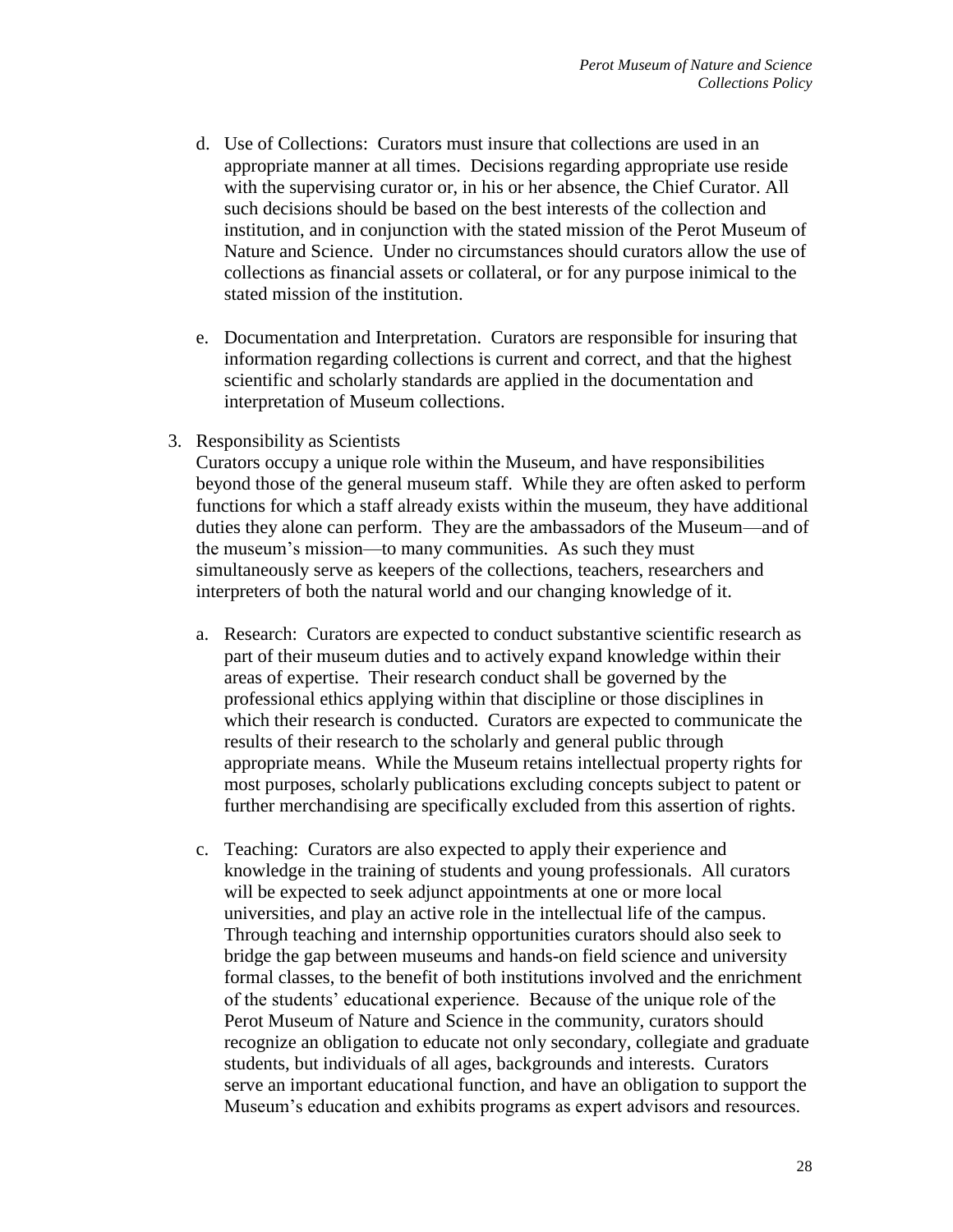d. Use of Collections: Curators must insure that collections are used in an appropriate manner at all times. Decisions regarding appropriate use reside with the supervising curator or, in his or her absence, the Chief Curator. All such decisions should be based on the best interests of the collection and institution, and in conjunction with the stated mission of the Perot Museum of Nature and Science. Under no circumstances should curators allow the use of collections as financial assets or collateral, or for any purpose inimical to the stated mission of the institution.

e. Documentation and Interpretation. Curators are responsible for insuring that information regarding collections is current and correct, and that the highest scientific and scholarly standards are applied in the documentation and interpretation of Museum collections.

3. Responsibility as Scientists

Curators occupy a unique role within the Museum, and have responsibilities beyond those of the general museum staff. While they are often asked to perform functions for which a staff already exists within the museum, they have additional duties they alone can perform. They are the ambassadors of the Museum—and of the museum's mission—to many communities. As such they must simultaneously serve as keepers of the collections, teachers, researchers and interpreters of both the natural world and our changing knowledge of it.

a. Research: Curators are expected to conduct substantive scientific research as part of their museum duties and to actively expand knowledge within their areas of expertise. Their research conduct shall be governed by the professional ethics applying within that discipline or those disciplines in which their research is conducted. Curators are expected to communicate the results of their research to the scholarly and general public through appropriate means. While the Museum retains intellectual property rights for most purposes, scholarly publications excluding concepts subject to patent or further merchandising are specifically excluded from this assertion of rights.

c. Teaching: Curators are also expected to apply their experience and knowledge in the training of students and young professionals. All curators will be expected to seek adjunct appointments at one or more local universities, and play an active role in the intellectual life of the campus. Through teaching and internship opportunities curators should also seek to bridge the gap between museums and hands-on field science and university formal classes, to the benefit of both institutions involved and the enrichment of the students' educational experience. Because of the unique role of the Perot Museum of Nature and Science in the community, curators should recognize an obligation to educate not only secondary, collegiate and graduate students, but individuals of all ages, backgrounds and interests. Curators serve an important educational function, and have an obligation to support the Museum's education and exhibits programs as expert advisors and resources.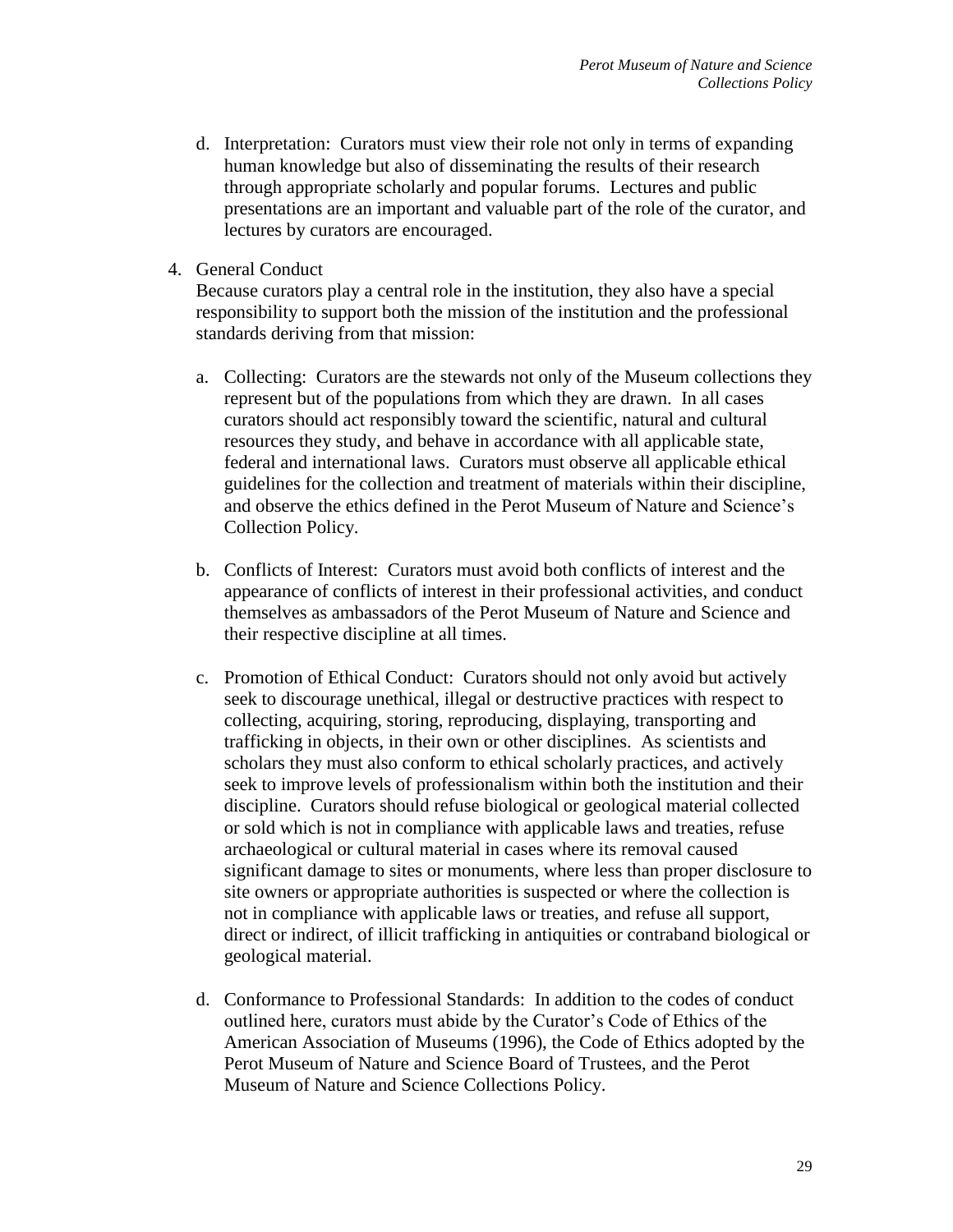d. Interpretation: Curators must view their role not only in terms of expanding human knowledge but also of disseminating the results of their research through appropriate scholarly and popular forums. Lectures and public presentations are an important and valuable part of the role of the curator, and lectures by curators are encouraged.

4. General Conduct

   Because curators play a central role in the institution, they also have a special responsibility to support both the mission of the institution and the professional standards deriving from that mission:

   a. Collecting: Curators are the stewards not only of the Museum collections they represent but of the populations from which they are drawn. In all cases curators should act responsibly toward the scientific, natural and cultural resources they study, and behave in accordance with all applicable state, federal and international laws. Curators must observe all applicable ethical guidelines for the collection and treatment of materials within their discipline, and observe the ethics defined in the Perot Museum of Nature and Science's Collection Policy.

   b. Conflicts of Interest: Curators must avoid both conflicts of interest and the appearance of conflicts of interest in their professional activities, and conduct themselves as ambassadors of the Perot Museum of Nature and Science and their respective discipline at all times.

   c. Promotion of Ethical Conduct: Curators should not only avoid but actively seek to discourage unethical, illegal or destructive practices with respect to collecting, acquiring, storing, reproducing, displaying, transporting and trafficking in objects, in their own or other disciplines. As scientists and scholars they must also conform to ethical scholarly practices, and actively seek to improve levels of professionalism within both the institution and their discipline. Curators should refuse biological or geological material collected or sold which is not in compliance with applicable laws and treaties, refuse archaeological or cultural material in cases where its removal caused significant damage to sites or monuments, where less than proper disclosure to site owners or appropriate authorities is suspected or where the collection is not in compliance with applicable laws or treaties, and refuse all support, direct or indirect, of illicit trafficking in antiquities or contraband biological or geological material.

   d. Conformance to Professional Standards: In addition to the codes of conduct outlined here, curators must abide by the Curator's Code of Ethics of the American Association of Museums (1996), the Code of Ethics adopted by the Perot Museum of Nature and Science Board of Trustees, and the Perot Museum of Nature and Science Collections Policy.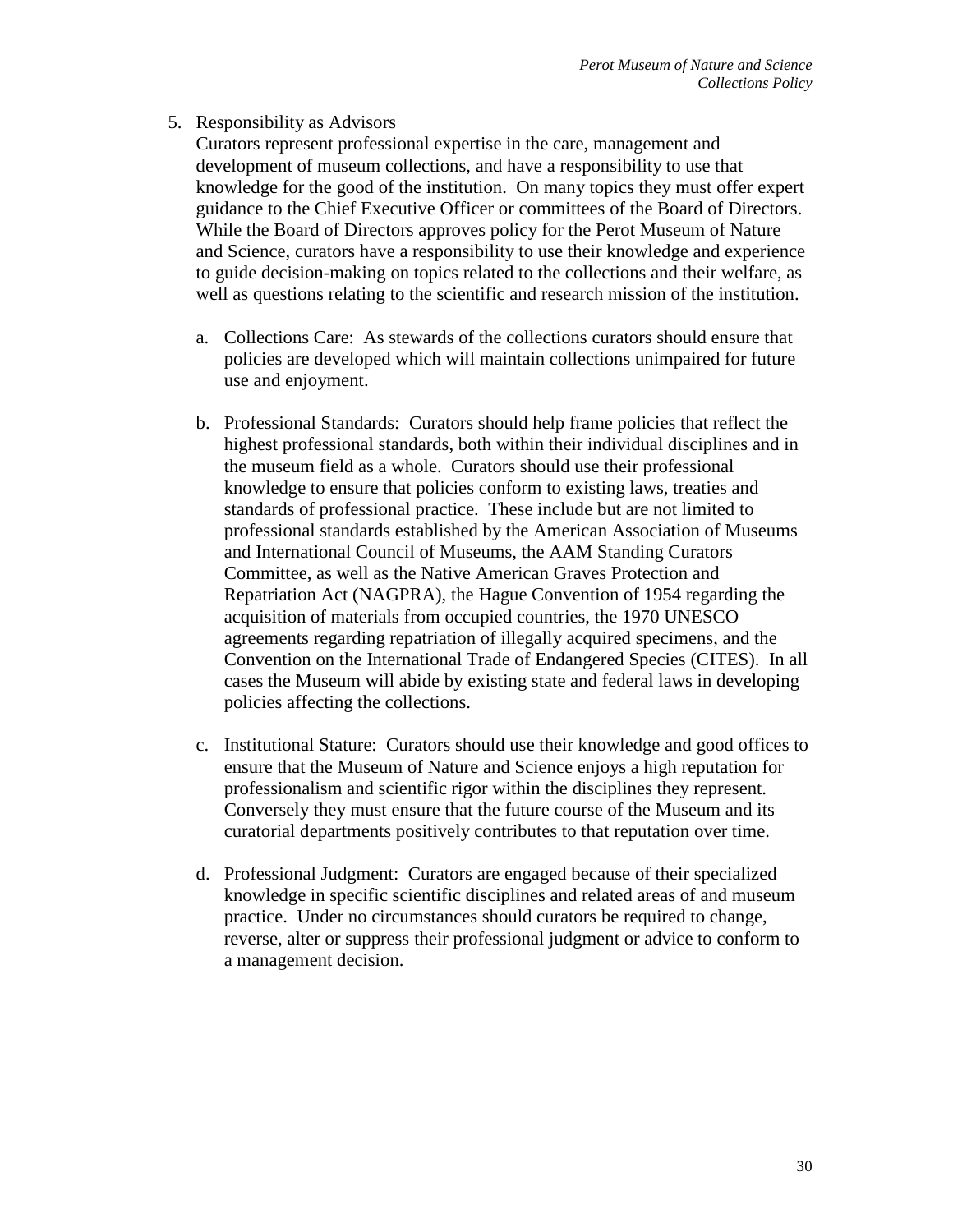5. Responsibility as Advisors

   Curators represent professional expertise in the care, management and development of museum collections, and have a responsibility to use that knowledge for the good of the institution. On many topics they must offer expert guidance to the Chief Executive Officer or committees of the Board of Directors. While the Board of Directors approves policy for the Perot Museum of Nature and Science, curators have a responsibility to use their knowledge and experience to guide decision-making on topics related to the collections and their welfare, as well as questions relating to the scientific and research mission of the institution.

   a. Collections Care: As stewards of the collections curators should ensure that policies are developed which will maintain collections unimpaired for future use and enjoyment.

   b. Professional Standards: Curators should help frame policies that reflect the highest professional standards, both within their individual disciplines and in the museum field as a whole. Curators should use their professional knowledge to ensure that policies conform to existing laws, treaties and standards of professional practice. These include but are not limited to professional standards established by the American Association of Museums and International Council of Museums, the AAM Standing Curators Committee, as well as the Native American Graves Protection and Repatriation Act (NAGPRA), the Hague Convention of 1954 regarding the acquisition of materials from occupied countries, the 1970 UNESCO agreements regarding repatriation of illegally acquired specimens, and the Convention on the International Trade of Endangered Species (CITES). In all cases the Museum will abide by existing state and federal laws in developing policies affecting the collections.

   c. Institutional Stature: Curators should use their knowledge and good offices to ensure that the Museum of Nature and Science enjoys a high reputation for professionalism and scientific rigor within the disciplines they represent. Conversely they must ensure that the future course of the Museum and its curatorial departments positively contributes to that reputation over time.

   d. Professional Judgment: Curators are engaged because of their specialized knowledge in specific scientific disciplines and related areas of and museum practice. Under no circumstances should curators be required to change, reverse, alter or suppress their professional judgment or advice to conform to a management decision.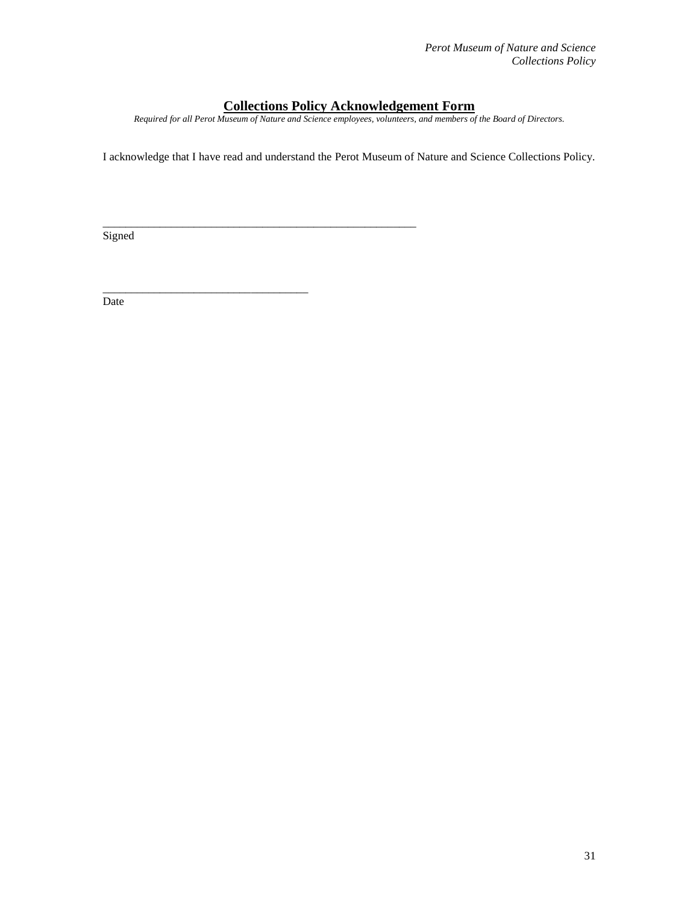## Collections Policy Acknowledgement Form

*Required for all Perot Museum of Nature and Science employees, volunteers, and members of the Board of Directors.*

I acknowledge that I have read and understand the Perot Museum of Nature and Science Collections Policy.

________________________________________________________
Signed

_____________________________________
Date